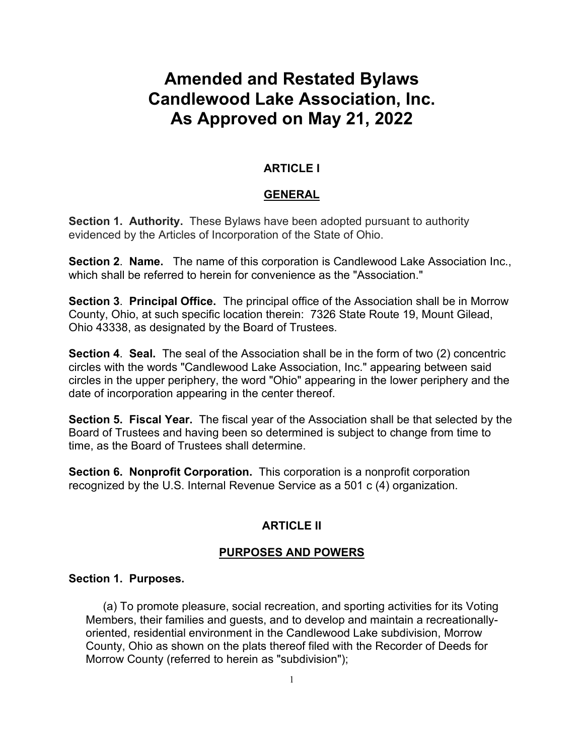# Amended and Restated Bylaws
# Candlewood Lake Association, Inc.
# As Approved on May 21, 2022

## ARTICLE I

## GENERAL

**Section 1. Authority.** These Bylaws have been adopted pursuant to authority evidenced by the Articles of Incorporation of the State of Ohio.

**Section 2**. **Name.** The name of this corporation is Candlewood Lake Association Inc., which shall be referred to herein for convenience as the "Association."

**Section 3**. **Principal Office.** The principal office of the Association shall be in Morrow County, Ohio, at such specific location therein: 7326 State Route 19, Mount Gilead, Ohio 43338, as designated by the Board of Trustees.

**Section 4**. **Seal.** The seal of the Association shall be in the form of two (2) concentric circles with the words "Candlewood Lake Association, Inc." appearing between said circles in the upper periphery, the word "Ohio" appearing in the lower periphery and the date of incorporation appearing in the center thereof.

**Section 5. Fiscal Year.** The fiscal year of the Association shall be that selected by the Board of Trustees and having been so determined is subject to change from time to time, as the Board of Trustees shall determine.

**Section 6. Nonprofit Corporation.** This corporation is a nonprofit corporation recognized by the U.S. Internal Revenue Service as a 501 c (4) organization.

## ARTICLE II

## PURPOSES AND POWERS

**Section 1. Purposes.**

(a) To promote pleasure, social recreation, and sporting activities for its Voting Members, their families and guests, and to develop and maintain a recreationally-oriented, residential environment in the Candlewood Lake subdivision, Morrow County, Ohio as shown on the plats thereof filed with the Recorder of Deeds for Morrow County (referred to herein as "subdivision");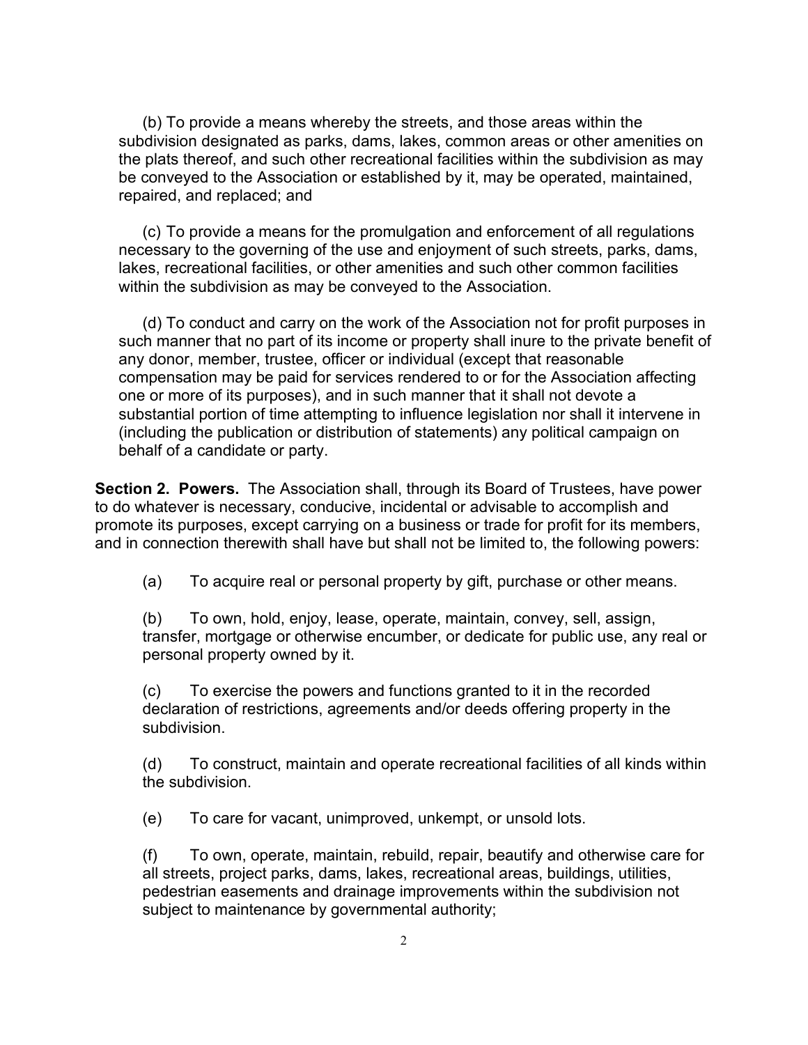(b) To provide a means whereby the streets, and those areas within the subdivision designated as parks, dams, lakes, common areas or other amenities on the plats thereof, and such other recreational facilities within the subdivision as may be conveyed to the Association or established by it, may be operated, maintained, repaired, and replaced; and

(c) To provide a means for the promulgation and enforcement of all regulations necessary to the governing of the use and enjoyment of such streets, parks, dams, lakes, recreational facilities, or other amenities and such other common facilities within the subdivision as may be conveyed to the Association.

(d) To conduct and carry on the work of the Association not for profit purposes in such manner that no part of its income or property shall inure to the private benefit of any donor, member, trustee, officer or individual (except that reasonable compensation may be paid for services rendered to or for the Association affecting one or more of its purposes), and in such manner that it shall not devote a substantial portion of time attempting to influence legislation nor shall it intervene in (including the publication or distribution of statements) any political campaign on behalf of a candidate or party.

**Section 2. Powers.** The Association shall, through its Board of Trustees, have power to do whatever is necessary, conducive, incidental or advisable to accomplish and promote its purposes, except carrying on a business or trade for profit for its members, and in connection therewith shall have but shall not be limited to, the following powers:

(a) To acquire real or personal property by gift, purchase or other means.

(b) To own, hold, enjoy, lease, operate, maintain, convey, sell, assign, transfer, mortgage or otherwise encumber, or dedicate for public use, any real or personal property owned by it.

(c) To exercise the powers and functions granted to it in the recorded declaration of restrictions, agreements and/or deeds offering property in the subdivision.

(d) To construct, maintain and operate recreational facilities of all kinds within the subdivision.

(e) To care for vacant, unimproved, unkempt, or unsold lots.

(f) To own, operate, maintain, rebuild, repair, beautify and otherwise care for all streets, project parks, dams, lakes, recreational areas, buildings, utilities, pedestrian easements and drainage improvements within the subdivision not subject to maintenance by governmental authority;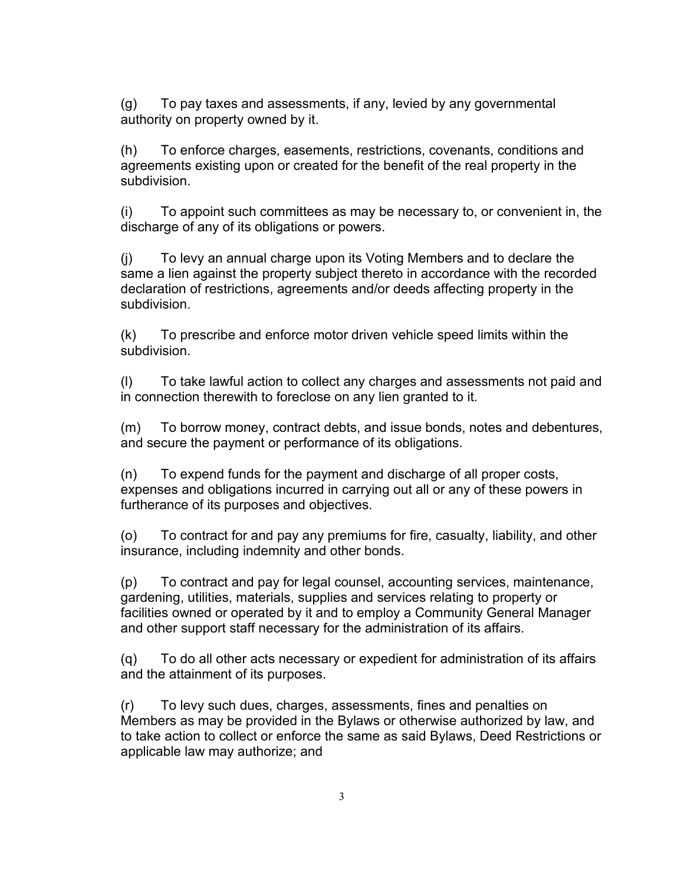(g) To pay taxes and assessments, if any, levied by any governmental authority on property owned by it.

(h) To enforce charges, easements, restrictions, covenants, conditions and agreements existing upon or created for the benefit of the real property in the subdivision.

(i) To appoint such committees as may be necessary to, or convenient in, the discharge of any of its obligations or powers.

(j) To levy an annual charge upon its Voting Members and to declare the same a lien against the property subject thereto in accordance with the recorded declaration of restrictions, agreements and/or deeds affecting property in the subdivision.

(k) To prescribe and enforce motor driven vehicle speed limits within the subdivision.

(l) To take lawful action to collect any charges and assessments not paid and in connection therewith to foreclose on any lien granted to it.

(m) To borrow money, contract debts, and issue bonds, notes and debentures, and secure the payment or performance of its obligations.

(n) To expend funds for the payment and discharge of all proper costs, expenses and obligations incurred in carrying out all or any of these powers in furtherance of its purposes and objectives.

(o) To contract for and pay any premiums for fire, casualty, liability, and other insurance, including indemnity and other bonds.

(p) To contract and pay for legal counsel, accounting services, maintenance, gardening, utilities, materials, supplies and services relating to property or facilities owned or operated by it and to employ a Community General Manager and other support staff necessary for the administration of its affairs.

(q) To do all other acts necessary or expedient for administration of its affairs and the attainment of its purposes.

(r) To levy such dues, charges, assessments, fines and penalties on Members as may be provided in the Bylaws or otherwise authorized by law, and to take action to collect or enforce the same as said Bylaws, Deed Restrictions or applicable law may authorize; and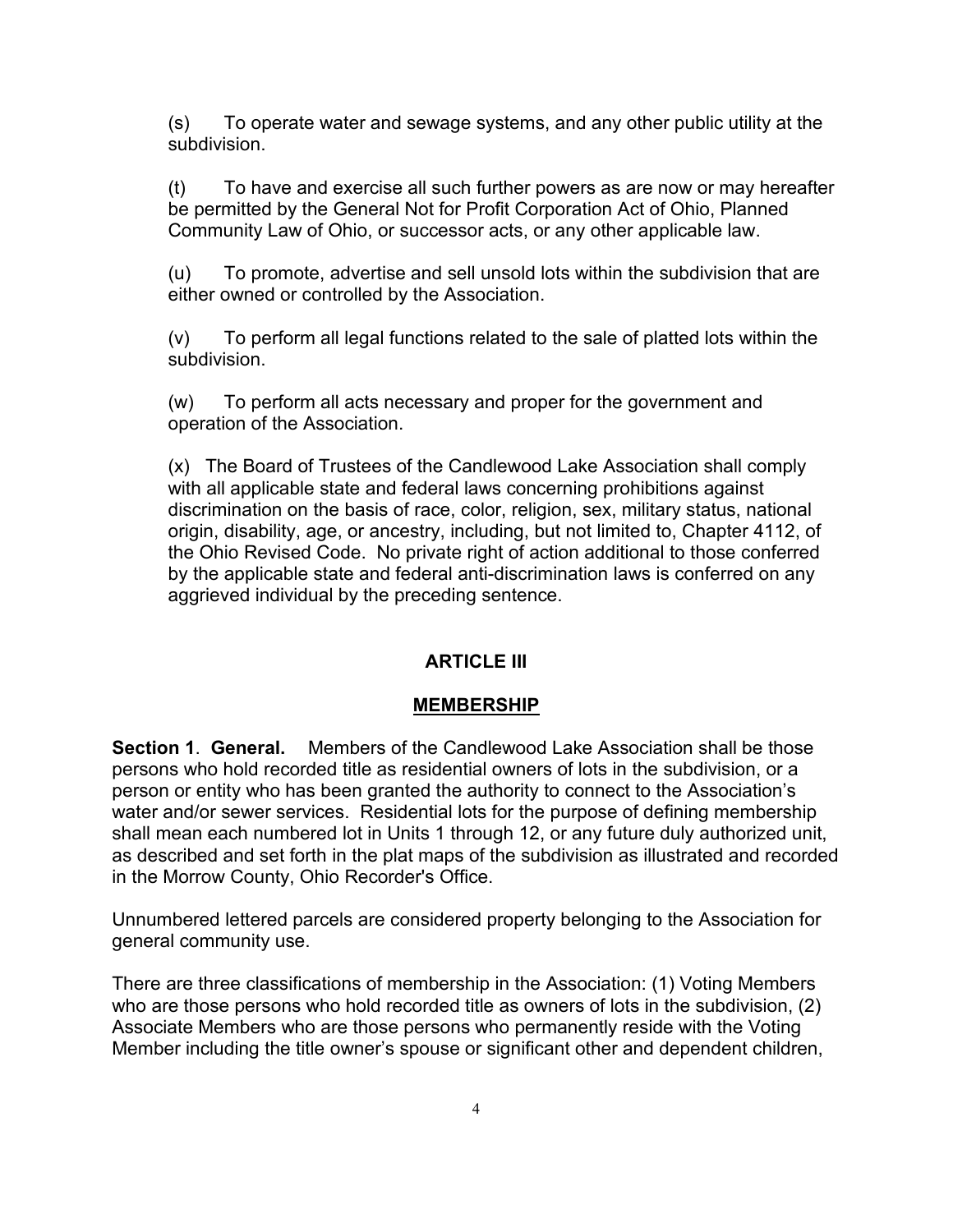(s) To operate water and sewage systems, and any other public utility at the subdivision.

(t) To have and exercise all such further powers as are now or may hereafter be permitted by the General Not for Profit Corporation Act of Ohio, Planned Community Law of Ohio, or successor acts, or any other applicable law.

(u) To promote, advertise and sell unsold lots within the subdivision that are either owned or controlled by the Association.

(v) To perform all legal functions related to the sale of platted lots within the subdivision.

(w) To perform all acts necessary and proper for the government and operation of the Association.

(x) The Board of Trustees of the Candlewood Lake Association shall comply with all applicable state and federal laws concerning prohibitions against discrimination on the basis of race, color, religion, sex, military status, national origin, disability, age, or ancestry, including, but not limited to, Chapter 4112, of the Ohio Revised Code. No private right of action additional to those conferred by the applicable state and federal anti-discrimination laws is conferred on any aggrieved individual by the preceding sentence.

## ARTICLE III

## MEMBERSHIP

**Section 1**. **General.** Members of the Candlewood Lake Association shall be those persons who hold recorded title as residential owners of lots in the subdivision, or a person or entity who has been granted the authority to connect to the Association's water and/or sewer services. Residential lots for the purpose of defining membership shall mean each numbered lot in Units 1 through 12, or any future duly authorized unit, as described and set forth in the plat maps of the subdivision as illustrated and recorded in the Morrow County, Ohio Recorder's Office.

Unnumbered lettered parcels are considered property belonging to the Association for general community use.

There are three classifications of membership in the Association: (1) Voting Members who are those persons who hold recorded title as owners of lots in the subdivision, (2) Associate Members who are those persons who permanently reside with the Voting Member including the title owner's spouse or significant other and dependent children,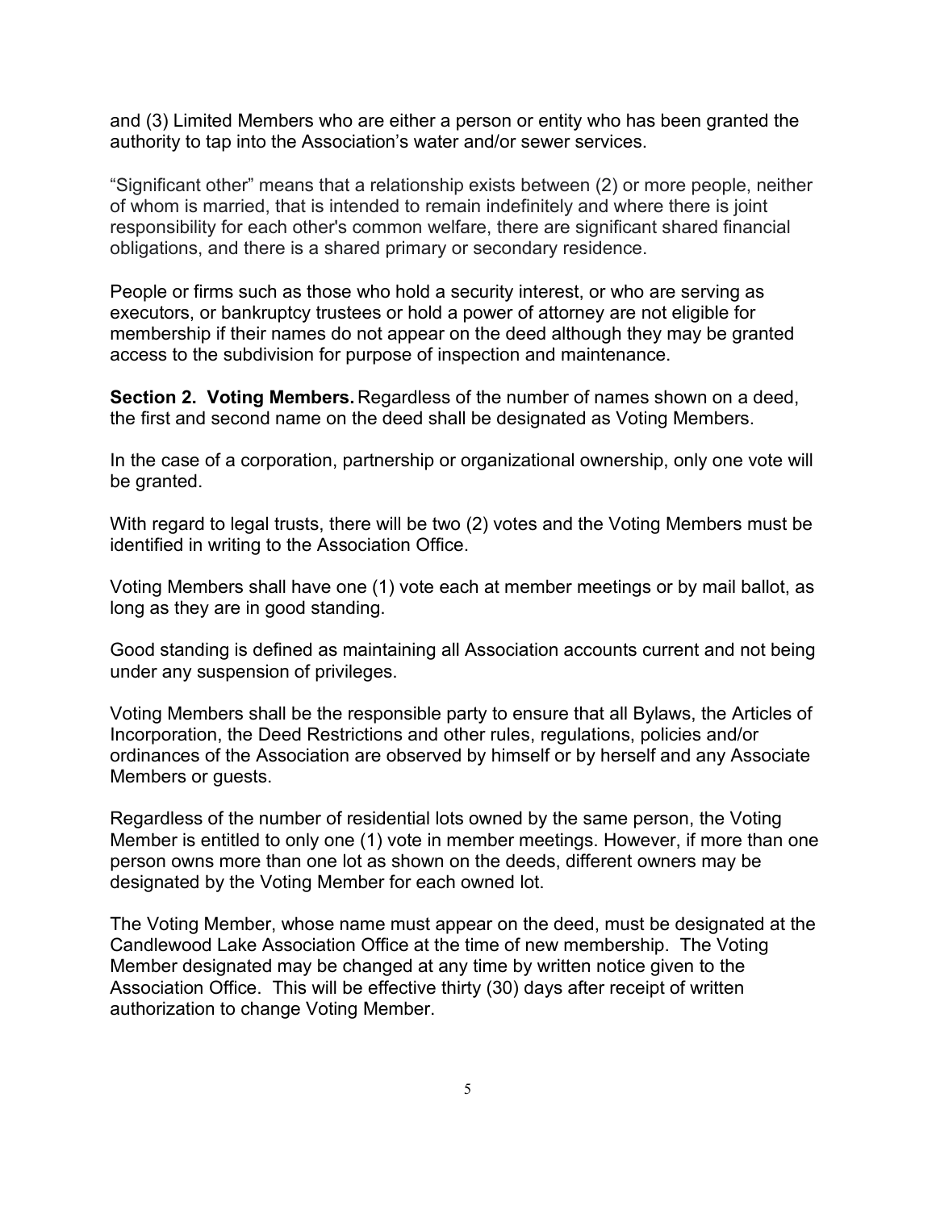and (3) Limited Members who are either a person or entity who has been granted the authority to tap into the Association's water and/or sewer services.

"Significant other" means that a relationship exists between (2) or more people, neither of whom is married, that is intended to remain indefinitely and where there is joint responsibility for each other's common welfare, there are significant shared financial obligations, and there is a shared primary or secondary residence.

People or firms such as those who hold a security interest, or who are serving as executors, or bankruptcy trustees or hold a power of attorney are not eligible for membership if their names do not appear on the deed although they may be granted access to the subdivision for purpose of inspection and maintenance.

**Section 2. Voting Members.** Regardless of the number of names shown on a deed, the first and second name on the deed shall be designated as Voting Members.

In the case of a corporation, partnership or organizational ownership, only one vote will be granted.

With regard to legal trusts, there will be two (2) votes and the Voting Members must be identified in writing to the Association Office.

Voting Members shall have one (1) vote each at member meetings or by mail ballot, as long as they are in good standing.

Good standing is defined as maintaining all Association accounts current and not being under any suspension of privileges.

Voting Members shall be the responsible party to ensure that all Bylaws, the Articles of Incorporation, the Deed Restrictions and other rules, regulations, policies and/or ordinances of the Association are observed by himself or by herself and any Associate Members or guests.

Regardless of the number of residential lots owned by the same person, the Voting Member is entitled to only one (1) vote in member meetings. However, if more than one person owns more than one lot as shown on the deeds, different owners may be designated by the Voting Member for each owned lot.

The Voting Member, whose name must appear on the deed, must be designated at the Candlewood Lake Association Office at the time of new membership. The Voting Member designated may be changed at any time by written notice given to the Association Office. This will be effective thirty (30) days after receipt of written authorization to change Voting Member.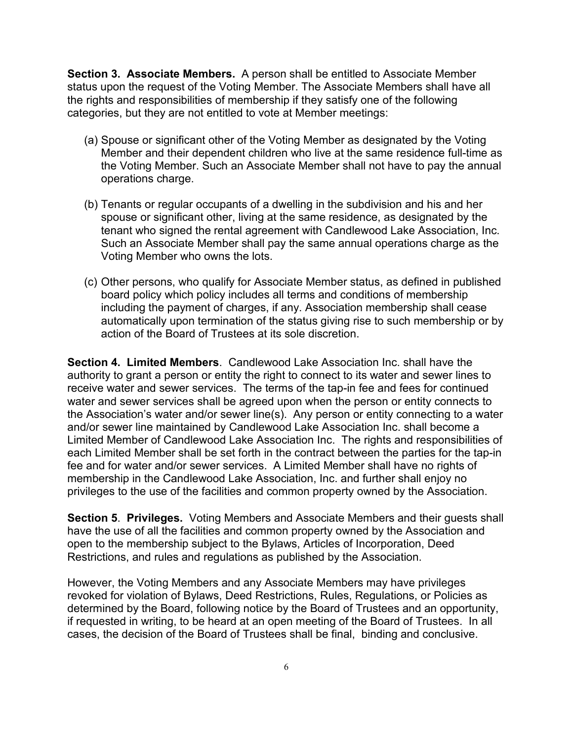**Section 3. Associate Members.** A person shall be entitled to Associate Member status upon the request of the Voting Member. The Associate Members shall have all the rights and responsibilities of membership if they satisfy one of the following categories, but they are not entitled to vote at Member meetings:

(a) Spouse or significant other of the Voting Member as designated by the Voting Member and their dependent children who live at the same residence full-time as the Voting Member. Such an Associate Member shall not have to pay the annual operations charge.

(b) Tenants or regular occupants of a dwelling in the subdivision and his and her spouse or significant other, living at the same residence, as designated by the tenant who signed the rental agreement with Candlewood Lake Association, Inc. Such an Associate Member shall pay the same annual operations charge as the Voting Member who owns the lots.

(c) Other persons, who qualify for Associate Member status, as defined in published board policy which policy includes all terms and conditions of membership including the payment of charges, if any. Association membership shall cease automatically upon termination of the status giving rise to such membership or by action of the Board of Trustees at its sole discretion.

**Section 4. Limited Members**. Candlewood Lake Association Inc. shall have the authority to grant a person or entity the right to connect to its water and sewer lines to receive water and sewer services. The terms of the tap-in fee and fees for continued water and sewer services shall be agreed upon when the person or entity connects to the Association's water and/or sewer line(s). Any person or entity connecting to a water and/or sewer line maintained by Candlewood Lake Association Inc. shall become a Limited Member of Candlewood Lake Association Inc. The rights and responsibilities of each Limited Member shall be set forth in the contract between the parties for the tap-in fee and for water and/or sewer services. A Limited Member shall have no rights of membership in the Candlewood Lake Association, Inc. and further shall enjoy no privileges to the use of the facilities and common property owned by the Association.

**Section 5**. **Privileges.** Voting Members and Associate Members and their guests shall have the use of all the facilities and common property owned by the Association and open to the membership subject to the Bylaws, Articles of Incorporation, Deed Restrictions, and rules and regulations as published by the Association.

However, the Voting Members and any Associate Members may have privileges revoked for violation of Bylaws, Deed Restrictions, Rules, Regulations, or Policies as determined by the Board, following notice by the Board of Trustees and an opportunity, if requested in writing, to be heard at an open meeting of the Board of Trustees. In all cases, the decision of the Board of Trustees shall be final, binding and conclusive.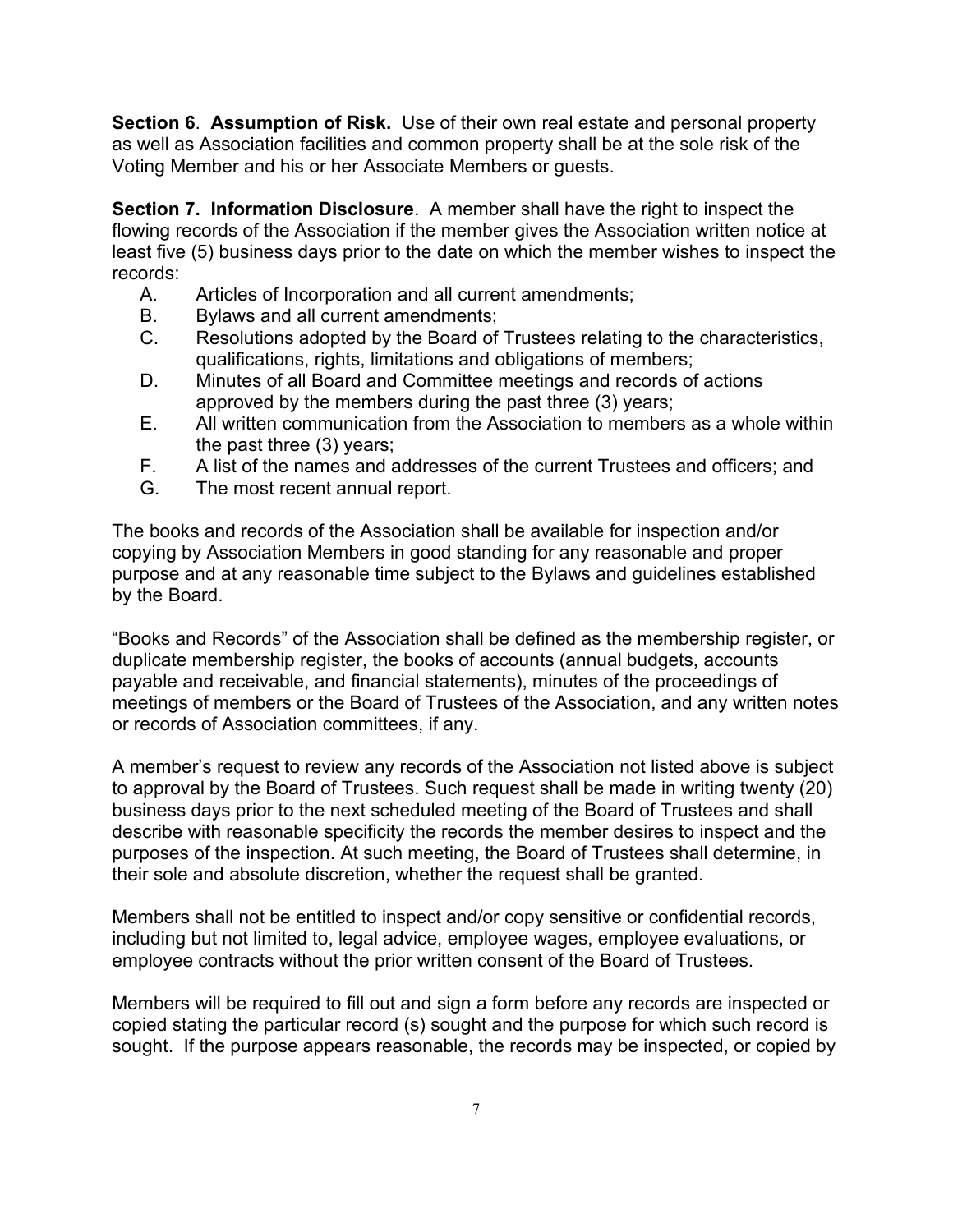**Section 6**. **Assumption of Risk.** Use of their own real estate and personal property as well as Association facilities and common property shall be at the sole risk of the Voting Member and his or her Associate Members or guests.

**Section 7. Information Disclosure**. A member shall have the right to inspect the flowing records of the Association if the member gives the Association written notice at least five (5) business days prior to the date on which the member wishes to inspect the records:

A. Articles of Incorporation and all current amendments;
B. Bylaws and all current amendments;
C. Resolutions adopted by the Board of Trustees relating to the characteristics, qualifications, rights, limitations and obligations of members;
D. Minutes of all Board and Committee meetings and records of actions approved by the members during the past three (3) years;
E. All written communication from the Association to members as a whole within the past three (3) years;
F. A list of the names and addresses of the current Trustees and officers; and
G. The most recent annual report.

The books and records of the Association shall be available for inspection and/or copying by Association Members in good standing for any reasonable and proper purpose and at any reasonable time subject to the Bylaws and guidelines established by the Board.

"Books and Records" of the Association shall be defined as the membership register, or duplicate membership register, the books of accounts (annual budgets, accounts payable and receivable, and financial statements), minutes of the proceedings of meetings of members or the Board of Trustees of the Association, and any written notes or records of Association committees, if any.

A member's request to review any records of the Association not listed above is subject to approval by the Board of Trustees. Such request shall be made in writing twenty (20) business days prior to the next scheduled meeting of the Board of Trustees and shall describe with reasonable specificity the records the member desires to inspect and the purposes of the inspection. At such meeting, the Board of Trustees shall determine, in their sole and absolute discretion, whether the request shall be granted.

Members shall not be entitled to inspect and/or copy sensitive or confidential records, including but not limited to, legal advice, employee wages, employee evaluations, or employee contracts without the prior written consent of the Board of Trustees.

Members will be required to fill out and sign a form before any records are inspected or copied stating the particular record (s) sought and the purpose for which such record is sought. If the purpose appears reasonable, the records may be inspected, or copied by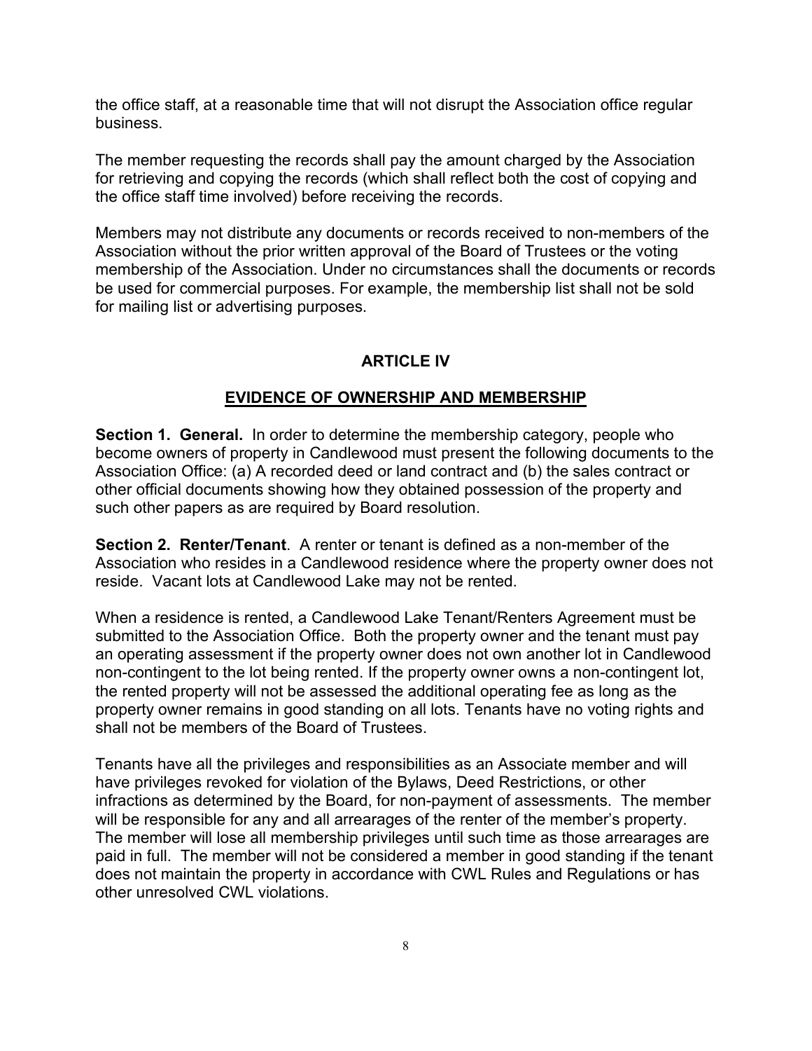the office staff, at a reasonable time that will not disrupt the Association office regular business.

The member requesting the records shall pay the amount charged by the Association for retrieving and copying the records (which shall reflect both the cost of copying and the office staff time involved) before receiving the records.

Members may not distribute any documents or records received to non-members of the Association without the prior written approval of the Board of Trustees or the voting membership of the Association. Under no circumstances shall the documents or records be used for commercial purposes. For example, the membership list shall not be sold for mailing list or advertising purposes.

## ARTICLE IV

## EVIDENCE OF OWNERSHIP AND MEMBERSHIP

**Section 1. General.** In order to determine the membership category, people who become owners of property in Candlewood must present the following documents to the Association Office: (a) A recorded deed or land contract and (b) the sales contract or other official documents showing how they obtained possession of the property and such other papers as are required by Board resolution.

**Section 2. Renter/Tenant**. A renter or tenant is defined as a non-member of the Association who resides in a Candlewood residence where the property owner does not reside. Vacant lots at Candlewood Lake may not be rented.

When a residence is rented, a Candlewood Lake Tenant/Renters Agreement must be submitted to the Association Office. Both the property owner and the tenant must pay an operating assessment if the property owner does not own another lot in Candlewood non-contingent to the lot being rented. If the property owner owns a non-contingent lot, the rented property will not be assessed the additional operating fee as long as the property owner remains in good standing on all lots. Tenants have no voting rights and shall not be members of the Board of Trustees.

Tenants have all the privileges and responsibilities as an Associate member and will have privileges revoked for violation of the Bylaws, Deed Restrictions, or other infractions as determined by the Board, for non-payment of assessments. The member will be responsible for any and all arrearages of the renter of the member's property. The member will lose all membership privileges until such time as those arrearages are paid in full. The member will not be considered a member in good standing if the tenant does not maintain the property in accordance with CWL Rules and Regulations or has other unresolved CWL violations.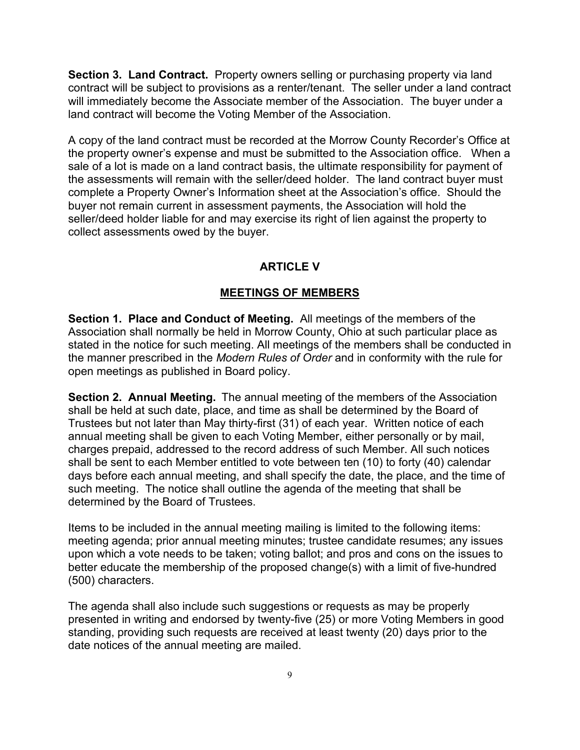**Section 3. Land Contract.** Property owners selling or purchasing property via land contract will be subject to provisions as a renter/tenant. The seller under a land contract will immediately become the Associate member of the Association. The buyer under a land contract will become the Voting Member of the Association.

A copy of the land contract must be recorded at the Morrow County Recorder's Office at the property owner's expense and must be submitted to the Association office. When a sale of a lot is made on a land contract basis, the ultimate responsibility for payment of the assessments will remain with the seller/deed holder. The land contract buyer must complete a Property Owner's Information sheet at the Association's office. Should the buyer not remain current in assessment payments, the Association will hold the seller/deed holder liable for and may exercise its right of lien against the property to collect assessments owed by the buyer.

## ARTICLE V

## MEETINGS OF MEMBERS

**Section 1. Place and Conduct of Meeting.** All meetings of the members of the Association shall normally be held in Morrow County, Ohio at such particular place as stated in the notice for such meeting. All meetings of the members shall be conducted in the manner prescribed in the *Modern Rules of Order* and in conformity with the rule for open meetings as published in Board policy.

**Section 2. Annual Meeting.** The annual meeting of the members of the Association shall be held at such date, place, and time as shall be determined by the Board of Trustees but not later than May thirty-first (31) of each year. Written notice of each annual meeting shall be given to each Voting Member, either personally or by mail, charges prepaid, addressed to the record address of such Member. All such notices shall be sent to each Member entitled to vote between ten (10) to forty (40) calendar days before each annual meeting, and shall specify the date, the place, and the time of such meeting. The notice shall outline the agenda of the meeting that shall be determined by the Board of Trustees.

Items to be included in the annual meeting mailing is limited to the following items: meeting agenda; prior annual meeting minutes; trustee candidate resumes; any issues upon which a vote needs to be taken; voting ballot; and pros and cons on the issues to better educate the membership of the proposed change(s) with a limit of five-hundred (500) characters.

The agenda shall also include such suggestions or requests as may be properly presented in writing and endorsed by twenty-five (25) or more Voting Members in good standing, providing such requests are received at least twenty (20) days prior to the date notices of the annual meeting are mailed.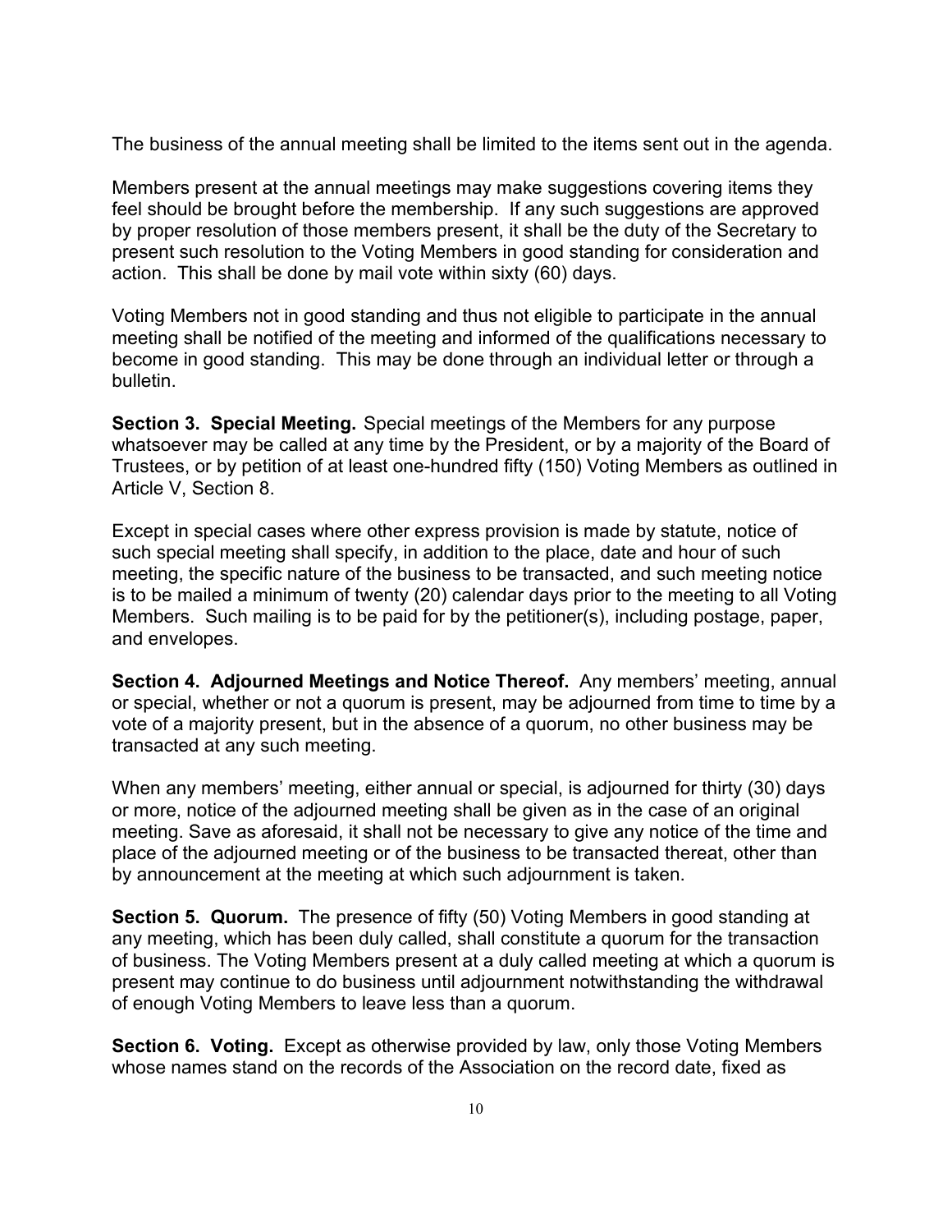The business of the annual meeting shall be limited to the items sent out in the agenda.

Members present at the annual meetings may make suggestions covering items they feel should be brought before the membership. If any such suggestions are approved by proper resolution of those members present, it shall be the duty of the Secretary to present such resolution to the Voting Members in good standing for consideration and action. This shall be done by mail vote within sixty (60) days.

Voting Members not in good standing and thus not eligible to participate in the annual meeting shall be notified of the meeting and informed of the qualifications necessary to become in good standing. This may be done through an individual letter or through a bulletin.

**Section 3. Special Meeting.** Special meetings of the Members for any purpose whatsoever may be called at any time by the President, or by a majority of the Board of Trustees, or by petition of at least one-hundred fifty (150) Voting Members as outlined in Article V, Section 8.

Except in special cases where other express provision is made by statute, notice of such special meeting shall specify, in addition to the place, date and hour of such meeting, the specific nature of the business to be transacted, and such meeting notice is to be mailed a minimum of twenty (20) calendar days prior to the meeting to all Voting Members. Such mailing is to be paid for by the petitioner(s), including postage, paper, and envelopes.

**Section 4. Adjourned Meetings and Notice Thereof.** Any members' meeting, annual or special, whether or not a quorum is present, may be adjourned from time to time by a vote of a majority present, but in the absence of a quorum, no other business may be transacted at any such meeting.

When any members' meeting, either annual or special, is adjourned for thirty (30) days or more, notice of the adjourned meeting shall be given as in the case of an original meeting. Save as aforesaid, it shall not be necessary to give any notice of the time and place of the adjourned meeting or of the business to be transacted thereat, other than by announcement at the meeting at which such adjournment is taken.

**Section 5. Quorum.** The presence of fifty (50) Voting Members in good standing at any meeting, which has been duly called, shall constitute a quorum for the transaction of business. The Voting Members present at a duly called meeting at which a quorum is present may continue to do business until adjournment notwithstanding the withdrawal of enough Voting Members to leave less than a quorum.

**Section 6. Voting.** Except as otherwise provided by law, only those Voting Members whose names stand on the records of the Association on the record date, fixed as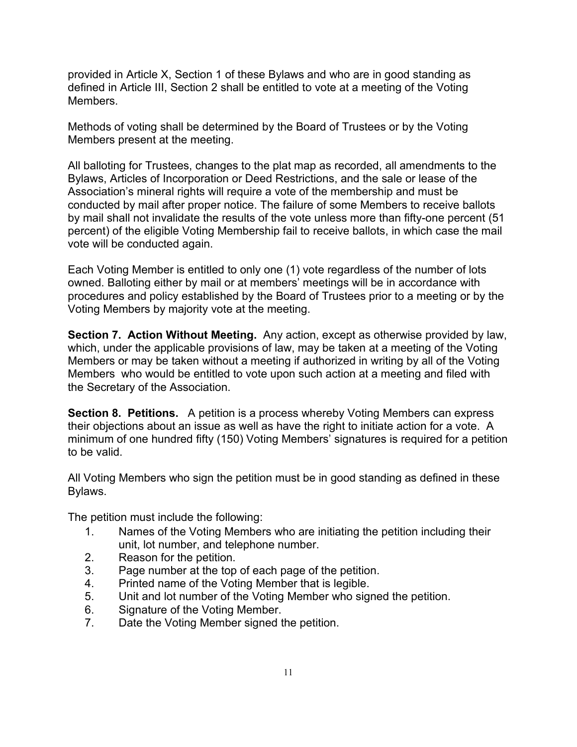provided in Article X, Section 1 of these Bylaws and who are in good standing as defined in Article III, Section 2 shall be entitled to vote at a meeting of the Voting Members.

Methods of voting shall be determined by the Board of Trustees or by the Voting Members present at the meeting.

All balloting for Trustees, changes to the plat map as recorded, all amendments to the Bylaws, Articles of Incorporation or Deed Restrictions, and the sale or lease of the Association's mineral rights will require a vote of the membership and must be conducted by mail after proper notice. The failure of some Members to receive ballots by mail shall not invalidate the results of the vote unless more than fifty-one percent (51 percent) of the eligible Voting Membership fail to receive ballots, in which case the mail vote will be conducted again.

Each Voting Member is entitled to only one (1) vote regardless of the number of lots owned. Balloting either by mail or at members' meetings will be in accordance with procedures and policy established by the Board of Trustees prior to a meeting or by the Voting Members by majority vote at the meeting.

**Section 7. Action Without Meeting.** Any action, except as otherwise provided by law, which, under the applicable provisions of law, may be taken at a meeting of the Voting Members or may be taken without a meeting if authorized in writing by all of the Voting Members who would be entitled to vote upon such action at a meeting and filed with the Secretary of the Association.

**Section 8. Petitions.** A petition is a process whereby Voting Members can express their objections about an issue as well as have the right to initiate action for a vote. A minimum of one hundred fifty (150) Voting Members' signatures is required for a petition to be valid.

All Voting Members who sign the petition must be in good standing as defined in these Bylaws.

The petition must include the following:

1. Names of the Voting Members who are initiating the petition including their unit, lot number, and telephone number.
2. Reason for the petition.
3. Page number at the top of each page of the petition.
4. Printed name of the Voting Member that is legible.
5. Unit and lot number of the Voting Member who signed the petition.
6. Signature of the Voting Member.
7. Date the Voting Member signed the petition.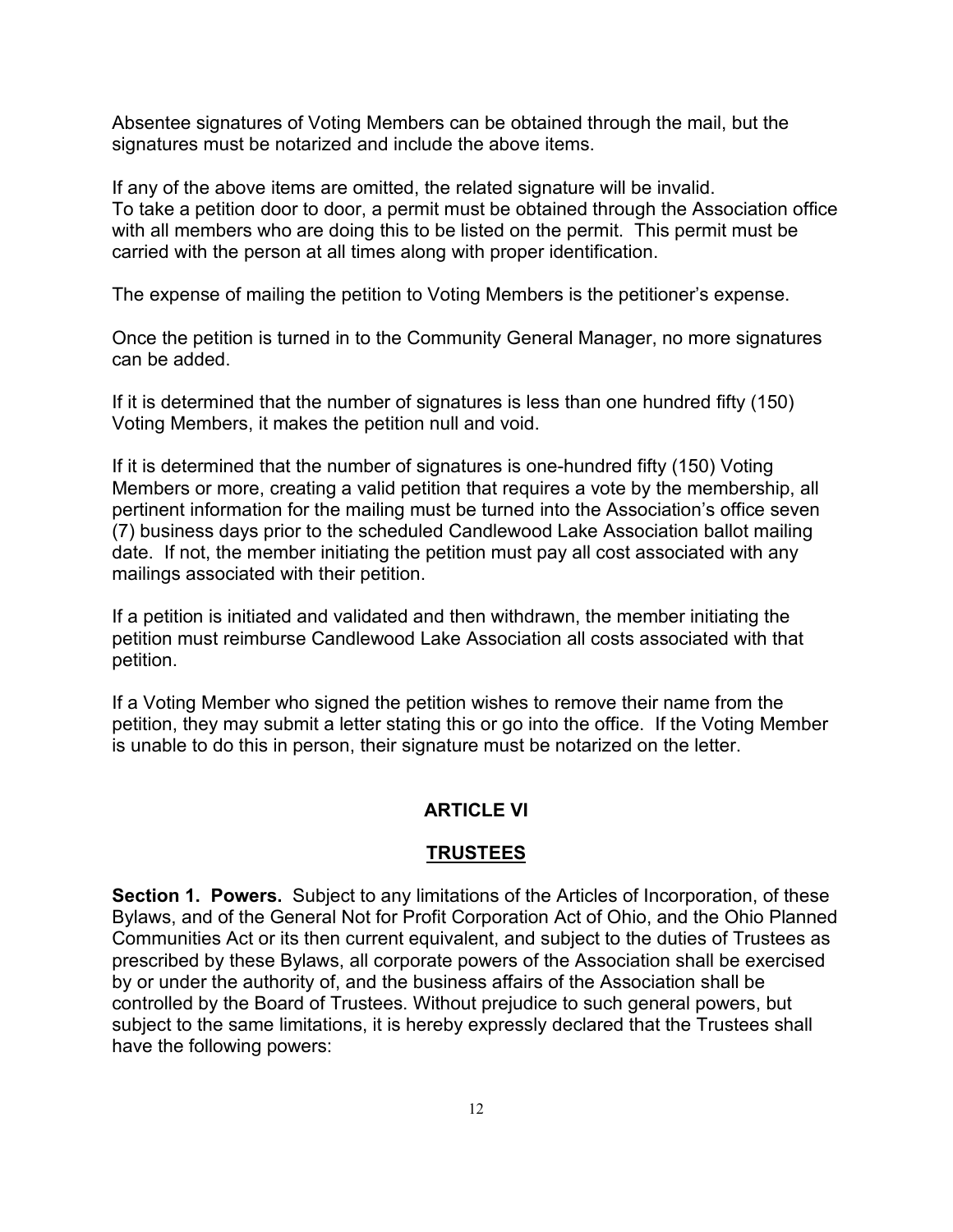Absentee signatures of Voting Members can be obtained through the mail, but the signatures must be notarized and include the above items.

If any of the above items are omitted, the related signature will be invalid.
To take a petition door to door, a permit must be obtained through the Association office with all members who are doing this to be listed on the permit. This permit must be carried with the person at all times along with proper identification.

The expense of mailing the petition to Voting Members is the petitioner's expense.

Once the petition is turned in to the Community General Manager, no more signatures can be added.

If it is determined that the number of signatures is less than one hundred fifty (150) Voting Members, it makes the petition null and void.

If it is determined that the number of signatures is one-hundred fifty (150) Voting Members or more, creating a valid petition that requires a vote by the membership, all pertinent information for the mailing must be turned into the Association's office seven (7) business days prior to the scheduled Candlewood Lake Association ballot mailing date. If not, the member initiating the petition must pay all cost associated with any mailings associated with their petition.

If a petition is initiated and validated and then withdrawn, the member initiating the petition must reimburse Candlewood Lake Association all costs associated with that petition.

If a Voting Member who signed the petition wishes to remove their name from the petition, they may submit a letter stating this or go into the office. If the Voting Member is unable to do this in person, their signature must be notarized on the letter.

## ARTICLE VI

## TRUSTEES

**Section 1. Powers.** Subject to any limitations of the Articles of Incorporation, of these Bylaws, and of the General Not for Profit Corporation Act of Ohio, and the Ohio Planned Communities Act or its then current equivalent, and subject to the duties of Trustees as prescribed by these Bylaws, all corporate powers of the Association shall be exercised by or under the authority of, and the business affairs of the Association shall be controlled by the Board of Trustees. Without prejudice to such general powers, but subject to the same limitations, it is hereby expressly declared that the Trustees shall have the following powers: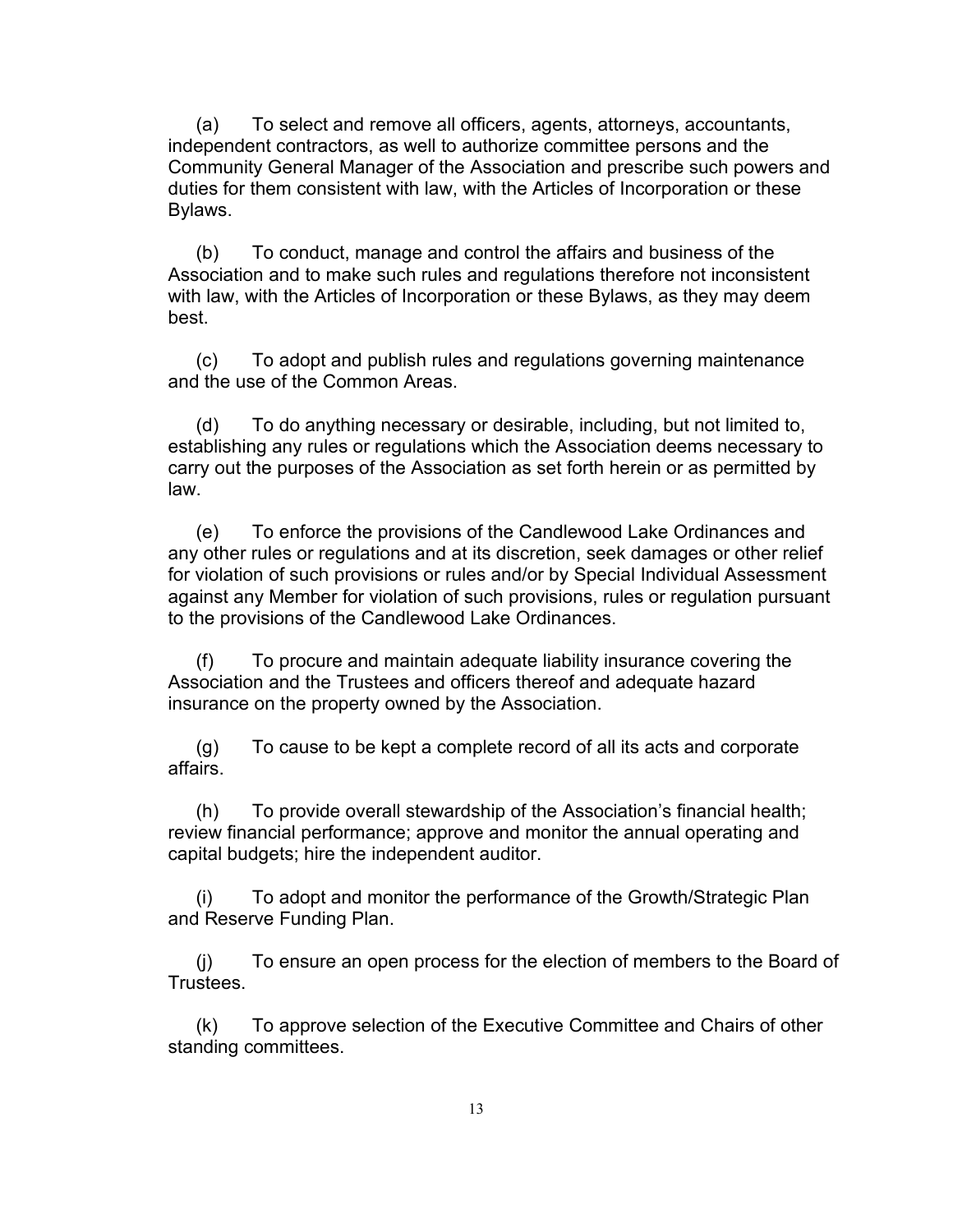(a) To select and remove all officers, agents, attorneys, accountants, independent contractors, as well to authorize committee persons and the Community General Manager of the Association and prescribe such powers and duties for them consistent with law, with the Articles of Incorporation or these Bylaws.

(b) To conduct, manage and control the affairs and business of the Association and to make such rules and regulations therefore not inconsistent with law, with the Articles of Incorporation or these Bylaws, as they may deem best.

(c) To adopt and publish rules and regulations governing maintenance and the use of the Common Areas.

(d) To do anything necessary or desirable, including, but not limited to, establishing any rules or regulations which the Association deems necessary to carry out the purposes of the Association as set forth herein or as permitted by law.

(e) To enforce the provisions of the Candlewood Lake Ordinances and any other rules or regulations and at its discretion, seek damages or other relief for violation of such provisions or rules and/or by Special Individual Assessment against any Member for violation of such provisions, rules or regulation pursuant to the provisions of the Candlewood Lake Ordinances.

(f) To procure and maintain adequate liability insurance covering the Association and the Trustees and officers thereof and adequate hazard insurance on the property owned by the Association.

(g) To cause to be kept a complete record of all its acts and corporate affairs.

(h) To provide overall stewardship of the Association's financial health; review financial performance; approve and monitor the annual operating and capital budgets; hire the independent auditor.

(i) To adopt and monitor the performance of the Growth/Strategic Plan and Reserve Funding Plan.

(j) To ensure an open process for the election of members to the Board of Trustees.

(k) To approve selection of the Executive Committee and Chairs of other standing committees.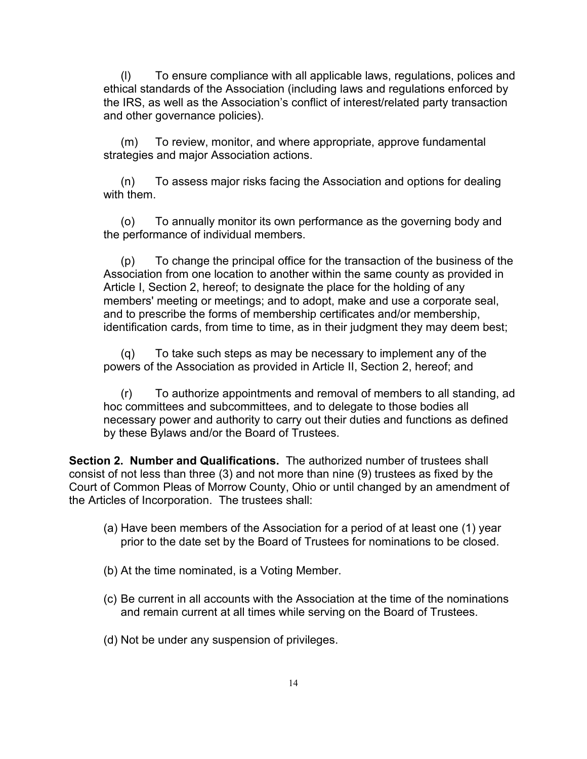(l) To ensure compliance with all applicable laws, regulations, polices and ethical standards of the Association (including laws and regulations enforced by the IRS, as well as the Association's conflict of interest/related party transaction and other governance policies).

(m) To review, monitor, and where appropriate, approve fundamental strategies and major Association actions.

(n) To assess major risks facing the Association and options for dealing with them.

(o) To annually monitor its own performance as the governing body and the performance of individual members.

(p) To change the principal office for the transaction of the business of the Association from one location to another within the same county as provided in Article I, Section 2, hereof; to designate the place for the holding of any members' meeting or meetings; and to adopt, make and use a corporate seal, and to prescribe the forms of membership certificates and/or membership, identification cards, from time to time, as in their judgment they may deem best;

(q) To take such steps as may be necessary to implement any of the powers of the Association as provided in Article II, Section 2, hereof; and

(r) To authorize appointments and removal of members to all standing, ad hoc committees and subcommittees, and to delegate to those bodies all necessary power and authority to carry out their duties and functions as defined by these Bylaws and/or the Board of Trustees.

**Section 2. Number and Qualifications.** The authorized number of trustees shall consist of not less than three (3) and not more than nine (9) trustees as fixed by the Court of Common Pleas of Morrow County, Ohio or until changed by an amendment of the Articles of Incorporation. The trustees shall:

(a) Have been members of the Association for a period of at least one (1) year prior to the date set by the Board of Trustees for nominations to be closed.

(b) At the time nominated, is a Voting Member.

(c) Be current in all accounts with the Association at the time of the nominations and remain current at all times while serving on the Board of Trustees.

(d) Not be under any suspension of privileges.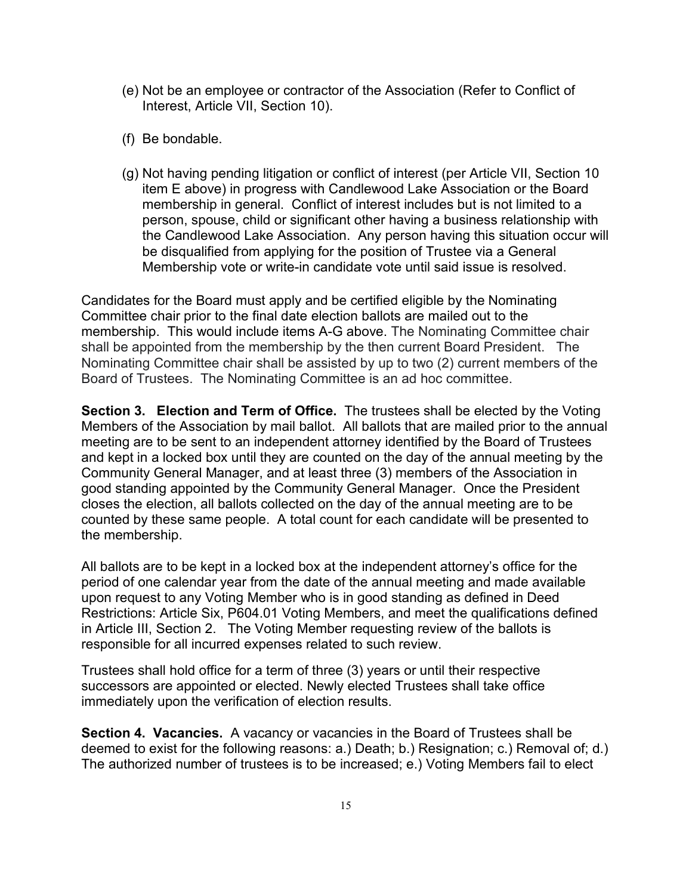(e) Not be an employee or contractor of the Association (Refer to Conflict of Interest, Article VII, Section 10).

(f) Be bondable.

(g) Not having pending litigation or conflict of interest (per Article VII, Section 10 item E above) in progress with Candlewood Lake Association or the Board membership in general. Conflict of interest includes but is not limited to a person, spouse, child or significant other having a business relationship with the Candlewood Lake Association. Any person having this situation occur will be disqualified from applying for the position of Trustee via a General Membership vote or write-in candidate vote until said issue is resolved.

Candidates for the Board must apply and be certified eligible by the Nominating Committee chair prior to the final date election ballots are mailed out to the membership. This would include items A-G above. The Nominating Committee chair shall be appointed from the membership by the then current Board President. The Nominating Committee chair shall be assisted by up to two (2) current members of the Board of Trustees. The Nominating Committee is an ad hoc committee.

**Section 3. Election and Term of Office.** The trustees shall be elected by the Voting Members of the Association by mail ballot. All ballots that are mailed prior to the annual meeting are to be sent to an independent attorney identified by the Board of Trustees and kept in a locked box until they are counted on the day of the annual meeting by the Community General Manager, and at least three (3) members of the Association in good standing appointed by the Community General Manager. Once the President closes the election, all ballots collected on the day of the annual meeting are to be counted by these same people. A total count for each candidate will be presented to the membership.

All ballots are to be kept in a locked box at the independent attorney's office for the period of one calendar year from the date of the annual meeting and made available upon request to any Voting Member who is in good standing as defined in Deed Restrictions: Article Six, P604.01 Voting Members, and meet the qualifications defined in Article III, Section 2. The Voting Member requesting review of the ballots is responsible for all incurred expenses related to such review.

Trustees shall hold office for a term of three (3) years or until their respective successors are appointed or elected. Newly elected Trustees shall take office immediately upon the verification of election results.

**Section 4. Vacancies.** A vacancy or vacancies in the Board of Trustees shall be deemed to exist for the following reasons: a.) Death; b.) Resignation; c.) Removal of; d.) The authorized number of trustees is to be increased; e.) Voting Members fail to elect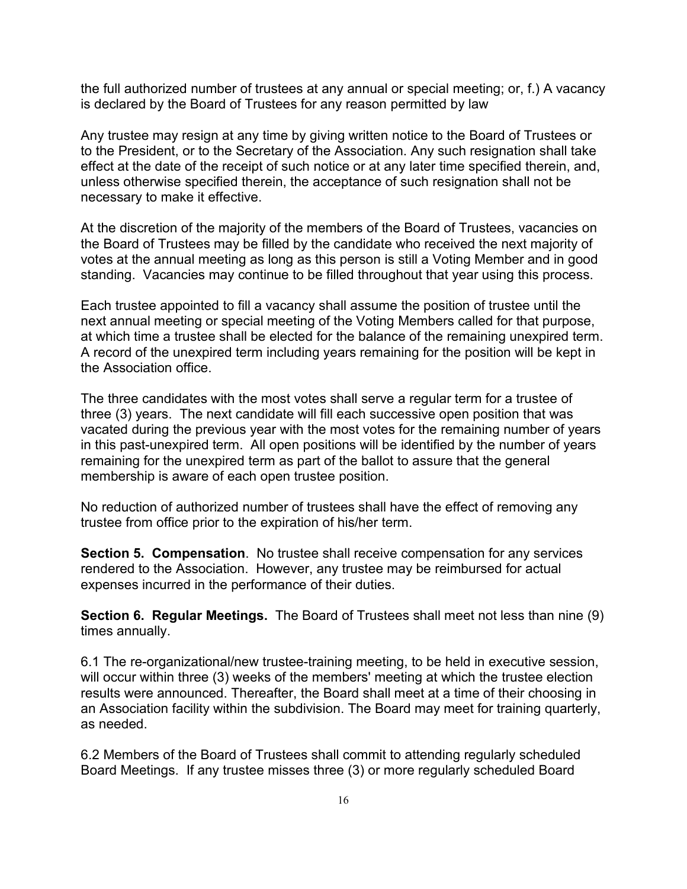the full authorized number of trustees at any annual or special meeting; or, f.) A vacancy is declared by the Board of Trustees for any reason permitted by law

Any trustee may resign at any time by giving written notice to the Board of Trustees or to the President, or to the Secretary of the Association. Any such resignation shall take effect at the date of the receipt of such notice or at any later time specified therein, and, unless otherwise specified therein, the acceptance of such resignation shall not be necessary to make it effective.

At the discretion of the majority of the members of the Board of Trustees, vacancies on the Board of Trustees may be filled by the candidate who received the next majority of votes at the annual meeting as long as this person is still a Voting Member and in good standing. Vacancies may continue to be filled throughout that year using this process.

Each trustee appointed to fill a vacancy shall assume the position of trustee until the next annual meeting or special meeting of the Voting Members called for that purpose, at which time a trustee shall be elected for the balance of the remaining unexpired term. A record of the unexpired term including years remaining for the position will be kept in the Association office.

The three candidates with the most votes shall serve a regular term for a trustee of three (3) years. The next candidate will fill each successive open position that was vacated during the previous year with the most votes for the remaining number of years in this past-unexpired term. All open positions will be identified by the number of years remaining for the unexpired term as part of the ballot to assure that the general membership is aware of each open trustee position.

No reduction of authorized number of trustees shall have the effect of removing any trustee from office prior to the expiration of his/her term.

**Section 5. Compensation**. No trustee shall receive compensation for any services rendered to the Association. However, any trustee may be reimbursed for actual expenses incurred in the performance of their duties.

**Section 6. Regular Meetings.** The Board of Trustees shall meet not less than nine (9) times annually.

6.1 The re-organizational/new trustee-training meeting, to be held in executive session, will occur within three (3) weeks of the members' meeting at which the trustee election results were announced. Thereafter, the Board shall meet at a time of their choosing in an Association facility within the subdivision. The Board may meet for training quarterly, as needed.

6.2 Members of the Board of Trustees shall commit to attending regularly scheduled Board Meetings. If any trustee misses three (3) or more regularly scheduled Board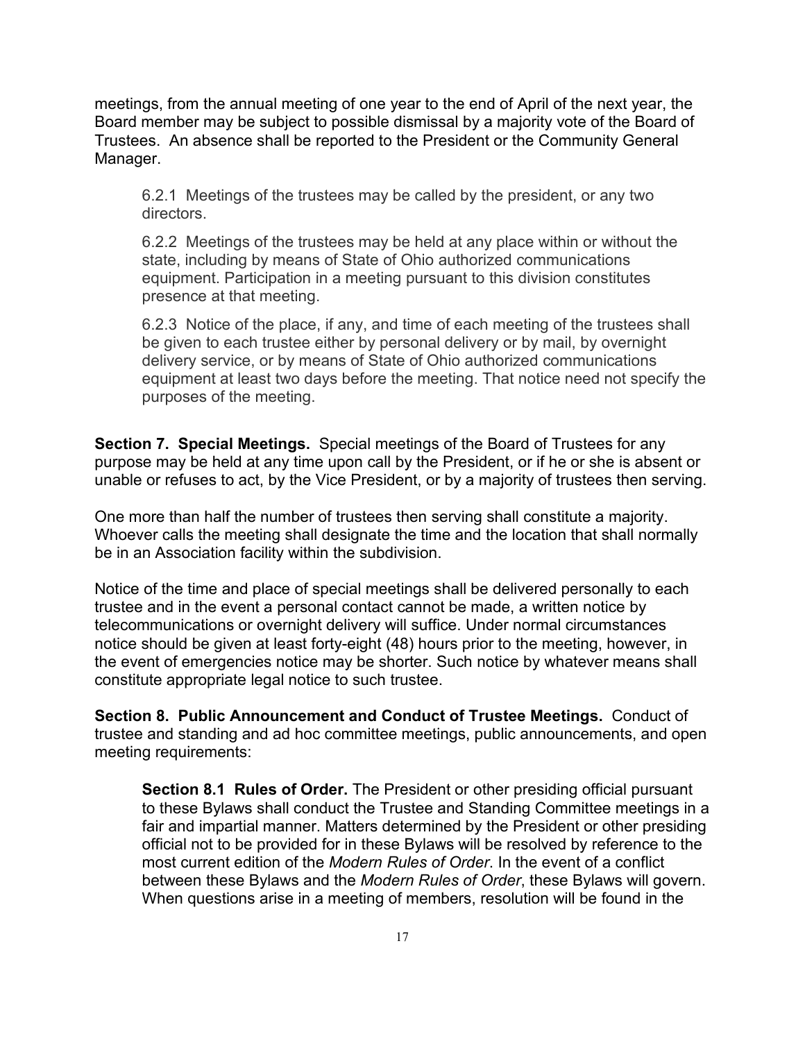meetings, from the annual meeting of one year to the end of April of the next year, the Board member may be subject to possible dismissal by a majority vote of the Board of Trustees. An absence shall be reported to the President or the Community General Manager.

> 6.2.1 Meetings of the trustees may be called by the president, or any two directors.
>
> 6.2.2 Meetings of the trustees may be held at any place within or without the state, including by means of State of Ohio authorized communications equipment. Participation in a meeting pursuant to this division constitutes presence at that meeting.
>
> 6.2.3 Notice of the place, if any, and time of each meeting of the trustees shall be given to each trustee either by personal delivery or by mail, by overnight delivery service, or by means of State of Ohio authorized communications equipment at least two days before the meeting. That notice need not specify the purposes of the meeting.

**Section 7. Special Meetings.** Special meetings of the Board of Trustees for any purpose may be held at any time upon call by the President, or if he or she is absent or unable or refuses to act, by the Vice President, or by a majority of trustees then serving.

One more than half the number of trustees then serving shall constitute a majority. Whoever calls the meeting shall designate the time and the location that shall normally be in an Association facility within the subdivision.

Notice of the time and place of special meetings shall be delivered personally to each trustee and in the event a personal contact cannot be made, a written notice by telecommunications or overnight delivery will suffice. Under normal circumstances notice should be given at least forty-eight (48) hours prior to the meeting, however, in the event of emergencies notice may be shorter. Such notice by whatever means shall constitute appropriate legal notice to such trustee.

**Section 8. Public Announcement and Conduct of Trustee Meetings.** Conduct of trustee and standing and ad hoc committee meetings, public announcements, and open meeting requirements:

> **Section 8.1 Rules of Order.** The President or other presiding official pursuant to these Bylaws shall conduct the Trustee and Standing Committee meetings in a fair and impartial manner. Matters determined by the President or other presiding official not to be provided for in these Bylaws will be resolved by reference to the most current edition of the *Modern Rules of Order*. In the event of a conflict between these Bylaws and the *Modern Rules of Order*, these Bylaws will govern. When questions arise in a meeting of members, resolution will be found in the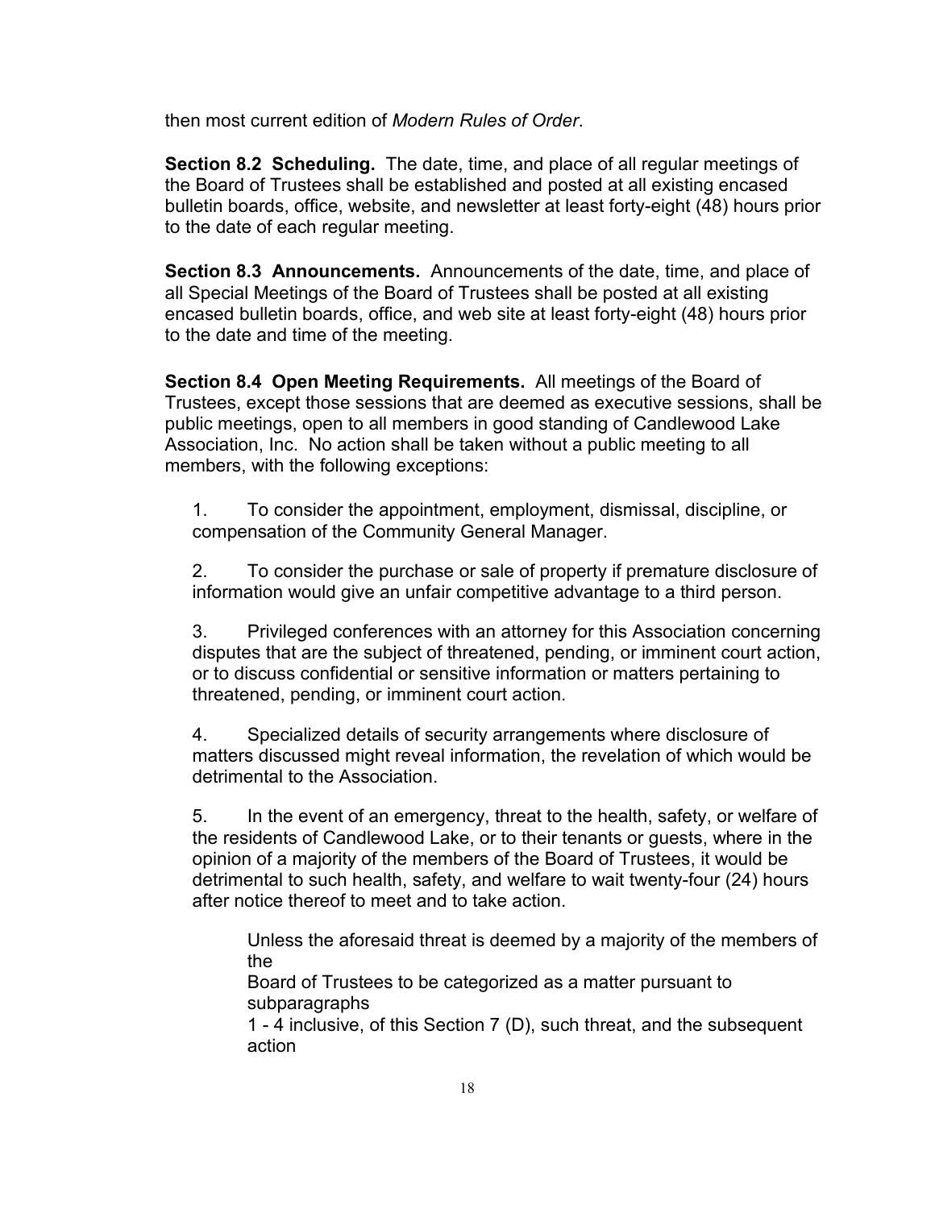then most current edition of *Modern Rules of Order*.

**Section 8.2 Scheduling.** The date, time, and place of all regular meetings of the Board of Trustees shall be established and posted at all existing encased bulletin boards, office, website, and newsletter at least forty-eight (48) hours prior to the date of each regular meeting.

**Section 8.3 Announcements.** Announcements of the date, time, and place of all Special Meetings of the Board of Trustees shall be posted at all existing encased bulletin boards, office, and web site at least forty-eight (48) hours prior to the date and time of the meeting.

**Section 8.4 Open Meeting Requirements.** All meetings of the Board of Trustees, except those sessions that are deemed as executive sessions, shall be public meetings, open to all members in good standing of Candlewood Lake Association, Inc. No action shall be taken without a public meeting to all members, with the following exceptions:

1. To consider the appointment, employment, dismissal, discipline, or compensation of the Community General Manager.

2. To consider the purchase or sale of property if premature disclosure of information would give an unfair competitive advantage to a third person.

3. Privileged conferences with an attorney for this Association concerning disputes that are the subject of threatened, pending, or imminent court action, or to discuss confidential or sensitive information or matters pertaining to threatened, pending, or imminent court action.

4. Specialized details of security arrangements where disclosure of matters discussed might reveal information, the revelation of which would be detrimental to the Association.

5. In the event of an emergency, threat to the health, safety, or welfare of the residents of Candlewood Lake, or to their tenants or guests, where in the opinion of a majority of the members of the Board of Trustees, it would be detrimental to such health, safety, and welfare to wait twenty-four (24) hours after notice thereof to meet and to take action.

   Unless the aforesaid threat is deemed by a majority of the members of the Board of Trustees to be categorized as a matter pursuant to subparagraphs 1 - 4 inclusive, of this Section 7 (D), such threat, and the subsequent action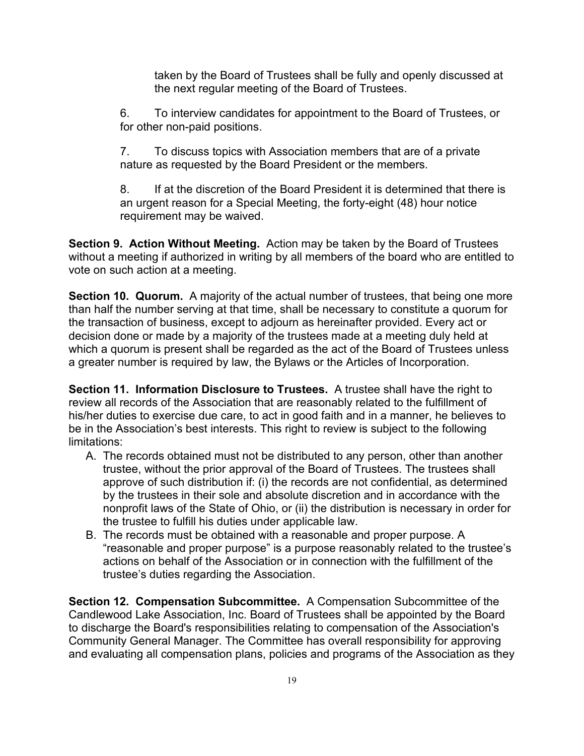taken by the Board of Trustees shall be fully and openly discussed at the next regular meeting of the Board of Trustees.

6. To interview candidates for appointment to the Board of Trustees, or for other non-paid positions.

7. To discuss topics with Association members that are of a private nature as requested by the Board President or the members.

8. If at the discretion of the Board President it is determined that there is an urgent reason for a Special Meeting, the forty-eight (48) hour notice requirement may be waived.

**Section 9. Action Without Meeting.** Action may be taken by the Board of Trustees without a meeting if authorized in writing by all members of the board who are entitled to vote on such action at a meeting.

**Section 10. Quorum.** A majority of the actual number of trustees, that being one more than half the number serving at that time, shall be necessary to constitute a quorum for the transaction of business, except to adjourn as hereinafter provided. Every act or decision done or made by a majority of the trustees made at a meeting duly held at which a quorum is present shall be regarded as the act of the Board of Trustees unless a greater number is required by law, the Bylaws or the Articles of Incorporation.

**Section 11. Information Disclosure to Trustees.** A trustee shall have the right to review all records of the Association that are reasonably related to the fulfillment of his/her duties to exercise due care, to act in good faith and in a manner, he believes to be in the Association's best interests. This right to review is subject to the following limitations:

A. The records obtained must not be distributed to any person, other than another trustee, without the prior approval of the Board of Trustees. The trustees shall approve of such distribution if: (i) the records are not confidential, as determined by the trustees in their sole and absolute discretion and in accordance with the nonprofit laws of the State of Ohio, or (ii) the distribution is necessary in order for the trustee to fulfill his duties under applicable law.
B. The records must be obtained with a reasonable and proper purpose. A "reasonable and proper purpose" is a purpose reasonably related to the trustee's actions on behalf of the Association or in connection with the fulfillment of the trustee's duties regarding the Association.

**Section 12. Compensation Subcommittee.** A Compensation Subcommittee of the Candlewood Lake Association, Inc. Board of Trustees shall be appointed by the Board to discharge the Board's responsibilities relating to compensation of the Association's Community General Manager. The Committee has overall responsibility for approving and evaluating all compensation plans, policies and programs of the Association as they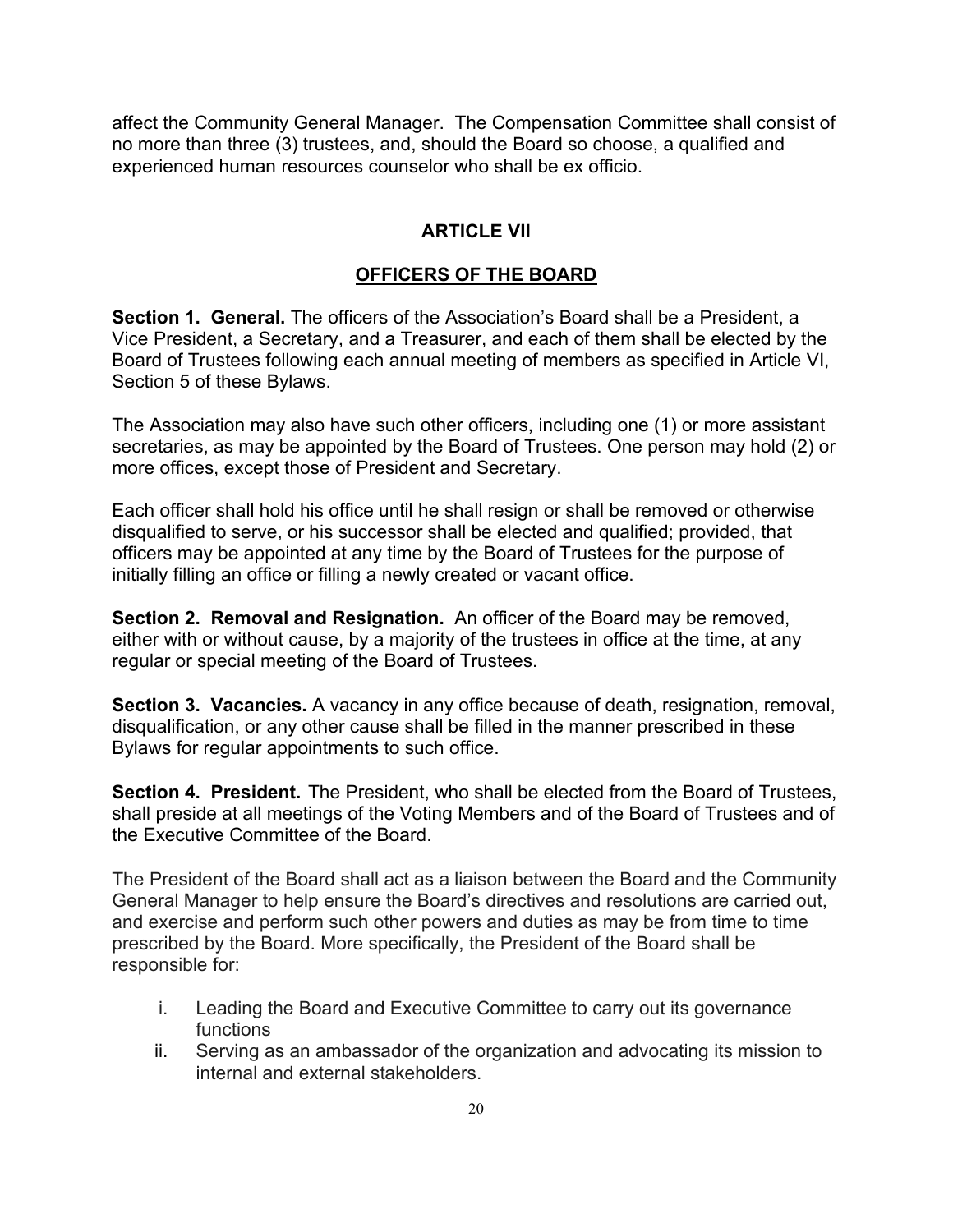affect the Community General Manager. The Compensation Committee shall consist of no more than three (3) trustees, and, should the Board so choose, a qualified and experienced human resources counselor who shall be ex officio.

## ARTICLE VII

## OFFICERS OF THE BOARD

**Section 1. General.** The officers of the Association's Board shall be a President, a Vice President, a Secretary, and a Treasurer, and each of them shall be elected by the Board of Trustees following each annual meeting of members as specified in Article VI, Section 5 of these Bylaws.

The Association may also have such other officers, including one (1) or more assistant secretaries, as may be appointed by the Board of Trustees. One person may hold (2) or more offices, except those of President and Secretary.

Each officer shall hold his office until he shall resign or shall be removed or otherwise disqualified to serve, or his successor shall be elected and qualified; provided, that officers may be appointed at any time by the Board of Trustees for the purpose of initially filling an office or filling a newly created or vacant office.

**Section 2. Removal and Resignation.** An officer of the Board may be removed, either with or without cause, by a majority of the trustees in office at the time, at any regular or special meeting of the Board of Trustees.

**Section 3. Vacancies.** A vacancy in any office because of death, resignation, removal, disqualification, or any other cause shall be filled in the manner prescribed in these Bylaws for regular appointments to such office.

**Section 4. President.** The President, who shall be elected from the Board of Trustees, shall preside at all meetings of the Voting Members and of the Board of Trustees and of the Executive Committee of the Board.

The President of the Board shall act as a liaison between the Board and the Community General Manager to help ensure the Board's directives and resolutions are carried out, and exercise and perform such other powers and duties as may be from time to time prescribed by the Board. More specifically, the President of the Board shall be responsible for:

i. Leading the Board and Executive Committee to carry out its governance functions
ii. Serving as an ambassador of the organization and advocating its mission to internal and external stakeholders.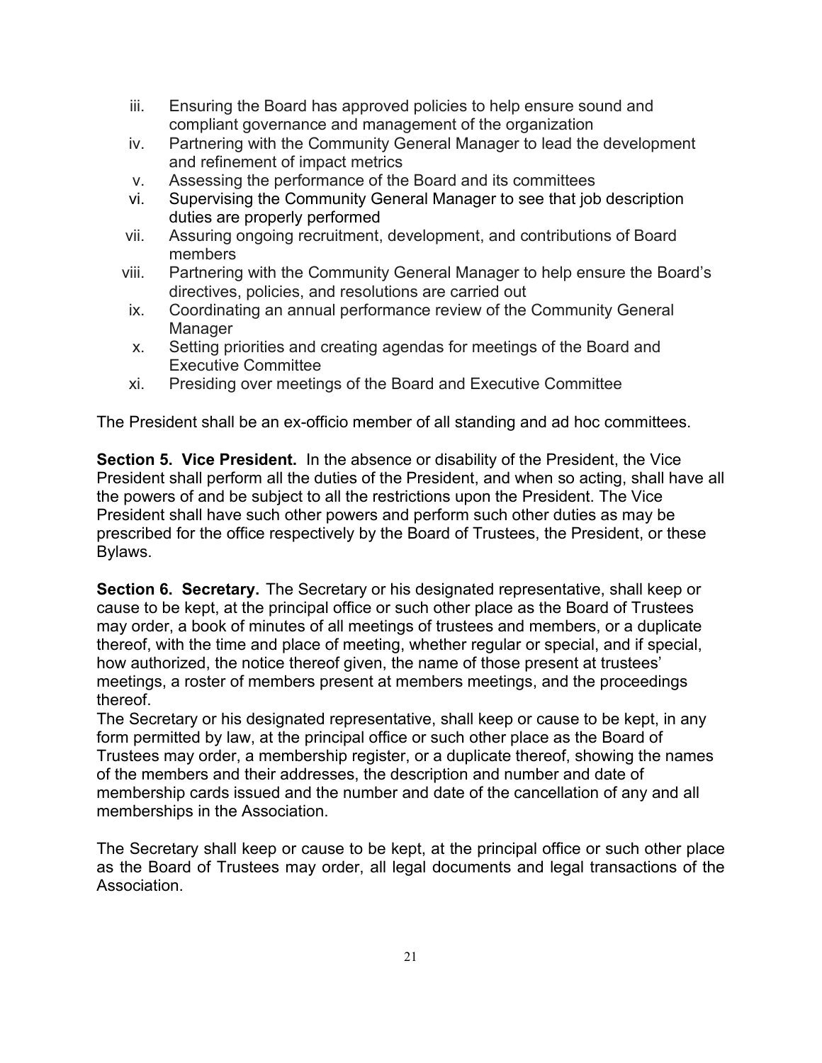iii. Ensuring the Board has approved policies to help ensure sound and compliant governance and management of the organization
iv. Partnering with the Community General Manager to lead the development and refinement of impact metrics
v. Assessing the performance of the Board and its committees
vi. Supervising the Community General Manager to see that job description duties are properly performed
vii. Assuring ongoing recruitment, development, and contributions of Board members
viii. Partnering with the Community General Manager to help ensure the Board's directives, policies, and resolutions are carried out
ix. Coordinating an annual performance review of the Community General Manager
x. Setting priorities and creating agendas for meetings of the Board and Executive Committee
xi. Presiding over meetings of the Board and Executive Committee

The President shall be an ex-officio member of all standing and ad hoc committees.

**Section 5. Vice President.** In the absence or disability of the President, the Vice President shall perform all the duties of the President, and when so acting, shall have all the powers of and be subject to all the restrictions upon the President. The Vice President shall have such other powers and perform such other duties as may be prescribed for the office respectively by the Board of Trustees, the President, or these Bylaws.

**Section 6. Secretary.** The Secretary or his designated representative, shall keep or cause to be kept, at the principal office or such other place as the Board of Trustees may order, a book of minutes of all meetings of trustees and members, or a duplicate thereof, with the time and place of meeting, whether regular or special, and if special, how authorized, the notice thereof given, the name of those present at trustees' meetings, a roster of members present at members meetings, and the proceedings thereof.
The Secretary or his designated representative, shall keep or cause to be kept, in any form permitted by law, at the principal office or such other place as the Board of Trustees may order, a membership register, or a duplicate thereof, showing the names of the members and their addresses, the description and number and date of membership cards issued and the number and date of the cancellation of any and all memberships in the Association.

The Secretary shall keep or cause to be kept, at the principal office or such other place as the Board of Trustees may order, all legal documents and legal transactions of the Association.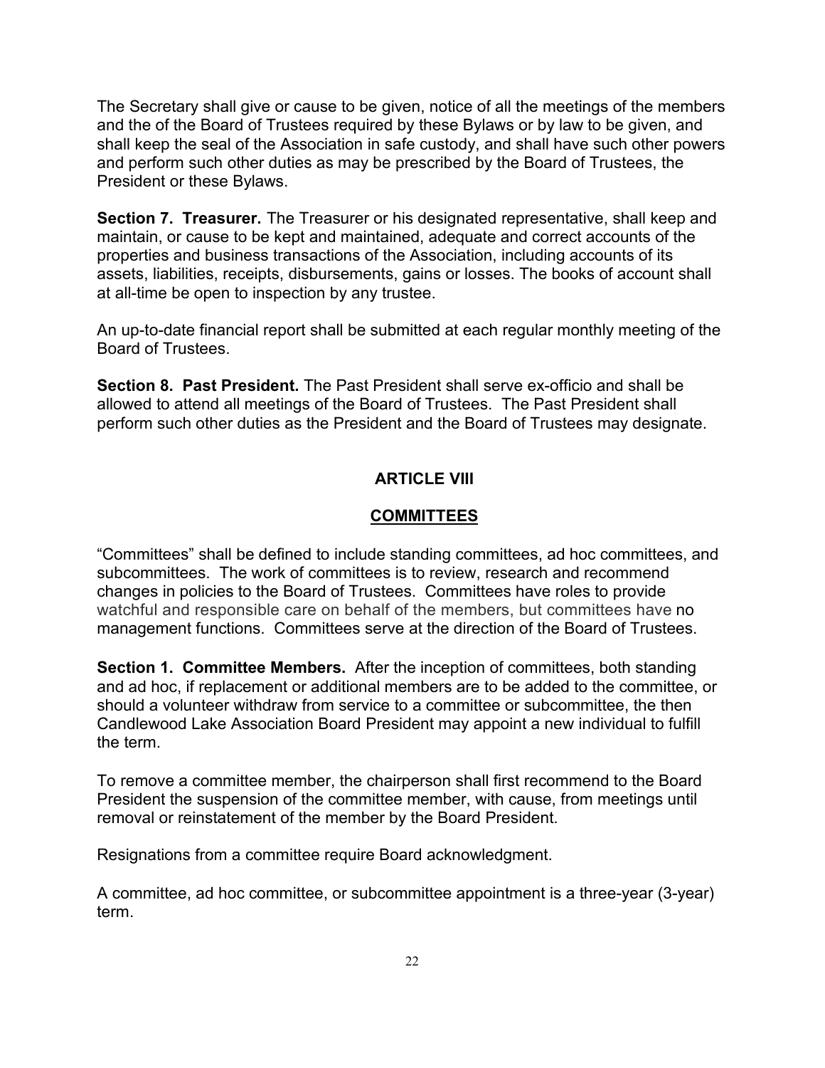The Secretary shall give or cause to be given, notice of all the meetings of the members and the of the Board of Trustees required by these Bylaws or by law to be given, and shall keep the seal of the Association in safe custody, and shall have such other powers and perform such other duties as may be prescribed by the Board of Trustees, the President or these Bylaws.

**Section 7. Treasurer.** The Treasurer or his designated representative, shall keep and maintain, or cause to be kept and maintained, adequate and correct accounts of the properties and business transactions of the Association, including accounts of its assets, liabilities, receipts, disbursements, gains or losses. The books of account shall at all-time be open to inspection by any trustee.

An up-to-date financial report shall be submitted at each regular monthly meeting of the Board of Trustees.

**Section 8. Past President.** The Past President shall serve ex-officio and shall be allowed to attend all meetings of the Board of Trustees. The Past President shall perform such other duties as the President and the Board of Trustees may designate.

## ARTICLE VIII

## COMMITTEES

"Committees" shall be defined to include standing committees, ad hoc committees, and subcommittees. The work of committees is to review, research and recommend changes in policies to the Board of Trustees. Committees have roles to provide watchful and responsible care on behalf of the members, but committees have no management functions. Committees serve at the direction of the Board of Trustees.

**Section 1. Committee Members.** After the inception of committees, both standing and ad hoc, if replacement or additional members are to be added to the committee, or should a volunteer withdraw from service to a committee or subcommittee, the then Candlewood Lake Association Board President may appoint a new individual to fulfill the term.

To remove a committee member, the chairperson shall first recommend to the Board President the suspension of the committee member, with cause, from meetings until removal or reinstatement of the member by the Board President.

Resignations from a committee require Board acknowledgment.

A committee, ad hoc committee, or subcommittee appointment is a three-year (3-year) term.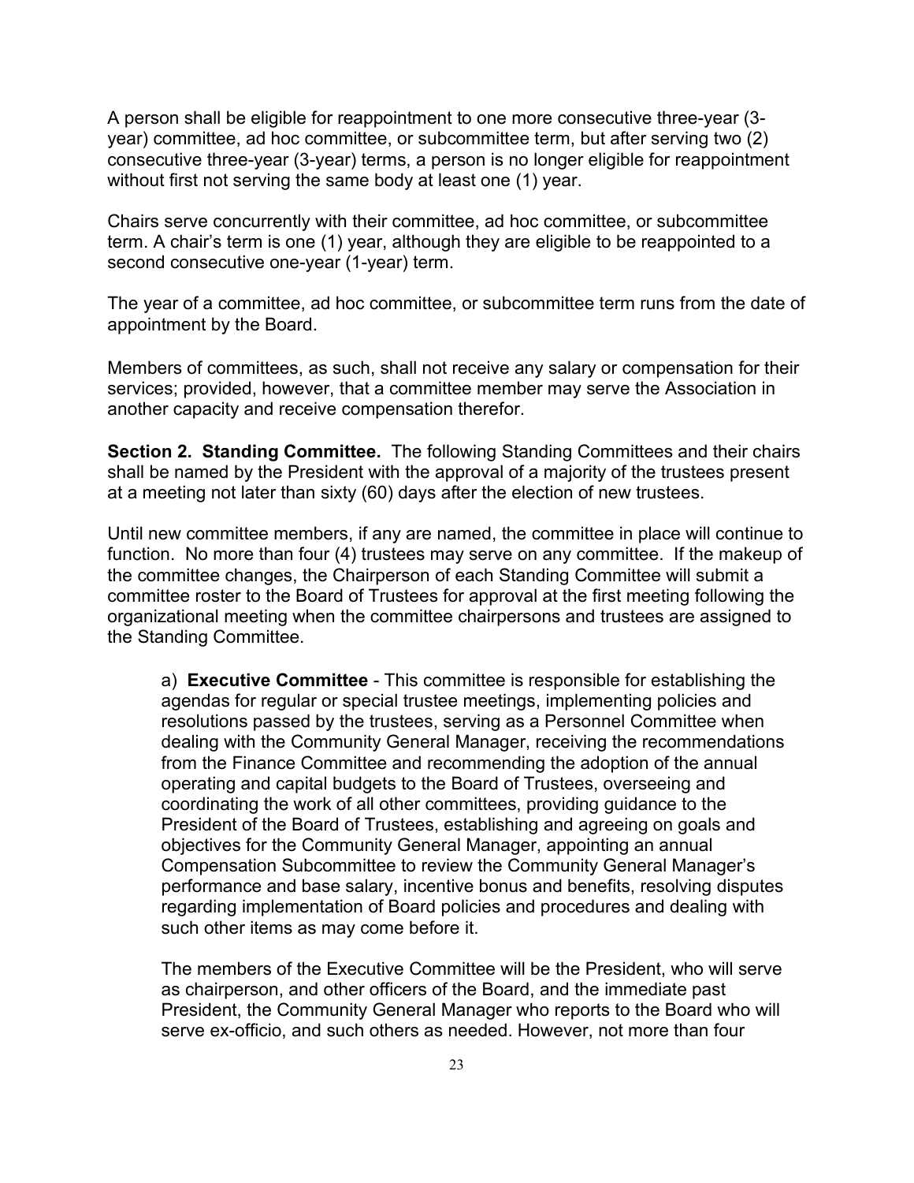A person shall be eligible for reappointment to one more consecutive three-year (3-year) committee, ad hoc committee, or subcommittee term, but after serving two (2) consecutive three-year (3-year) terms, a person is no longer eligible for reappointment without first not serving the same body at least one (1) year.

Chairs serve concurrently with their committee, ad hoc committee, or subcommittee term. A chair's term is one (1) year, although they are eligible to be reappointed to a second consecutive one-year (1-year) term.

The year of a committee, ad hoc committee, or subcommittee term runs from the date of appointment by the Board.

Members of committees, as such, shall not receive any salary or compensation for their services; provided, however, that a committee member may serve the Association in another capacity and receive compensation therefor.

**Section 2. Standing Committee.** The following Standing Committees and their chairs shall be named by the President with the approval of a majority of the trustees present at a meeting not later than sixty (60) days after the election of new trustees.

Until new committee members, if any are named, the committee in place will continue to function. No more than four (4) trustees may serve on any committee. If the makeup of the committee changes, the Chairperson of each Standing Committee will submit a committee roster to the Board of Trustees for approval at the first meeting following the organizational meeting when the committee chairpersons and trustees are assigned to the Standing Committee.

a) **Executive Committee** - This committee is responsible for establishing the agendas for regular or special trustee meetings, implementing policies and resolutions passed by the trustees, serving as a Personnel Committee when dealing with the Community General Manager, receiving the recommendations from the Finance Committee and recommending the adoption of the annual operating and capital budgets to the Board of Trustees, overseeing and coordinating the work of all other committees, providing guidance to the President of the Board of Trustees, establishing and agreeing on goals and objectives for the Community General Manager, appointing an annual Compensation Subcommittee to review the Community General Manager's performance and base salary, incentive bonus and benefits, resolving disputes regarding implementation of Board policies and procedures and dealing with such other items as may come before it.

The members of the Executive Committee will be the President, who will serve as chairperson, and other officers of the Board, and the immediate past President, the Community General Manager who reports to the Board who will serve ex-officio, and such others as needed. However, not more than four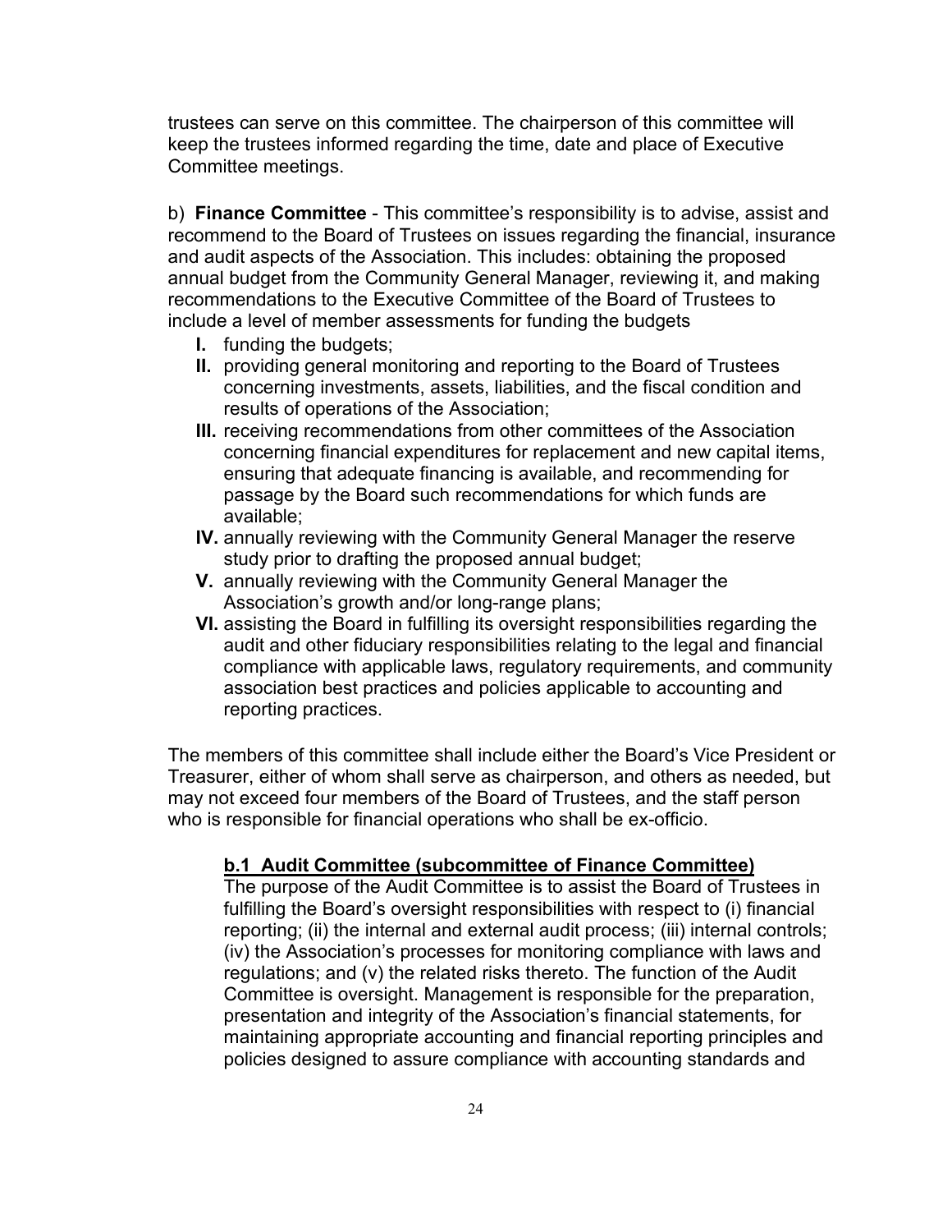trustees can serve on this committee. The chairperson of this committee will keep the trustees informed regarding the time, date and place of Executive Committee meetings.

b) **Finance Committee** - This committee's responsibility is to advise, assist and recommend to the Board of Trustees on issues regarding the financial, insurance and audit aspects of the Association. This includes: obtaining the proposed annual budget from the Community General Manager, reviewing it, and making recommendations to the Executive Committee of the Board of Trustees to include a level of member assessments for funding the budgets

- **I.** funding the budgets;
- **II.** providing general monitoring and reporting to the Board of Trustees concerning investments, assets, liabilities, and the fiscal condition and results of operations of the Association;
- **III.** receiving recommendations from other committees of the Association concerning financial expenditures for replacement and new capital items, ensuring that adequate financing is available, and recommending for passage by the Board such recommendations for which funds are available;
- **IV.** annually reviewing with the Community General Manager the reserve study prior to drafting the proposed annual budget;
- **V.** annually reviewing with the Community General Manager the Association's growth and/or long-range plans;
- **VI.** assisting the Board in fulfilling its oversight responsibilities regarding the audit and other fiduciary responsibilities relating to the legal and financial compliance with applicable laws, regulatory requirements, and community association best practices and policies applicable to accounting and reporting practices.

The members of this committee shall include either the Board's Vice President or Treasurer, either of whom shall serve as chairperson, and others as needed, but may not exceed four members of the Board of Trustees, and the staff person who is responsible for financial operations who shall be ex-officio.

**b.1 Audit Committee (subcommittee of Finance Committee)**

The purpose of the Audit Committee is to assist the Board of Trustees in fulfilling the Board's oversight responsibilities with respect to (i) financial reporting; (ii) the internal and external audit process; (iii) internal controls; (iv) the Association's processes for monitoring compliance with laws and regulations; and (v) the related risks thereto. The function of the Audit Committee is oversight. Management is responsible for the preparation, presentation and integrity of the Association's financial statements, for maintaining appropriate accounting and financial reporting principles and policies designed to assure compliance with accounting standards and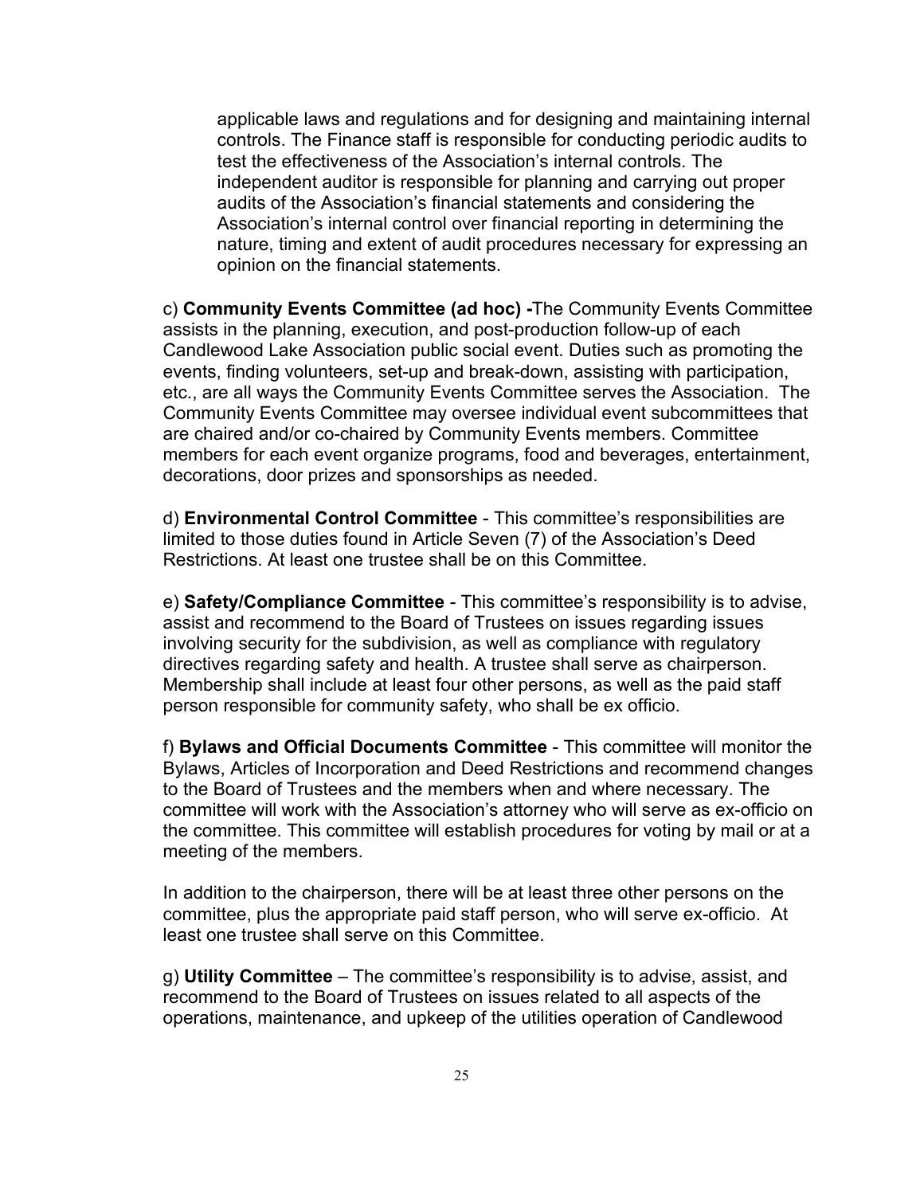applicable laws and regulations and for designing and maintaining internal controls. The Finance staff is responsible for conducting periodic audits to test the effectiveness of the Association's internal controls. The independent auditor is responsible for planning and carrying out proper audits of the Association's financial statements and considering the Association's internal control over financial reporting in determining the nature, timing and extent of audit procedures necessary for expressing an opinion on the financial statements.

c) **Community Events Committee (ad hoc) -**The Community Events Committee assists in the planning, execution, and post-production follow-up of each Candlewood Lake Association public social event. Duties such as promoting the events, finding volunteers, set-up and break-down, assisting with participation, etc., are all ways the Community Events Committee serves the Association. The Community Events Committee may oversee individual event subcommittees that are chaired and/or co-chaired by Community Events members. Committee members for each event organize programs, food and beverages, entertainment, decorations, door prizes and sponsorships as needed.

d) **Environmental Control Committee** - This committee's responsibilities are limited to those duties found in Article Seven (7) of the Association's Deed Restrictions. At least one trustee shall be on this Committee.

e) **Safety/Compliance Committee** - This committee's responsibility is to advise, assist and recommend to the Board of Trustees on issues regarding issues involving security for the subdivision, as well as compliance with regulatory directives regarding safety and health. A trustee shall serve as chairperson. Membership shall include at least four other persons, as well as the paid staff person responsible for community safety, who shall be ex officio.

f) **Bylaws and Official Documents Committee** - This committee will monitor the Bylaws, Articles of Incorporation and Deed Restrictions and recommend changes to the Board of Trustees and the members when and where necessary. The committee will work with the Association's attorney who will serve as ex-officio on the committee. This committee will establish procedures for voting by mail or at a meeting of the members.

In addition to the chairperson, there will be at least three other persons on the committee, plus the appropriate paid staff person, who will serve ex-officio. At least one trustee shall serve on this Committee.

g) **Utility Committee** – The committee's responsibility is to advise, assist, and recommend to the Board of Trustees on issues related to all aspects of the operations, maintenance, and upkeep of the utilities operation of Candlewood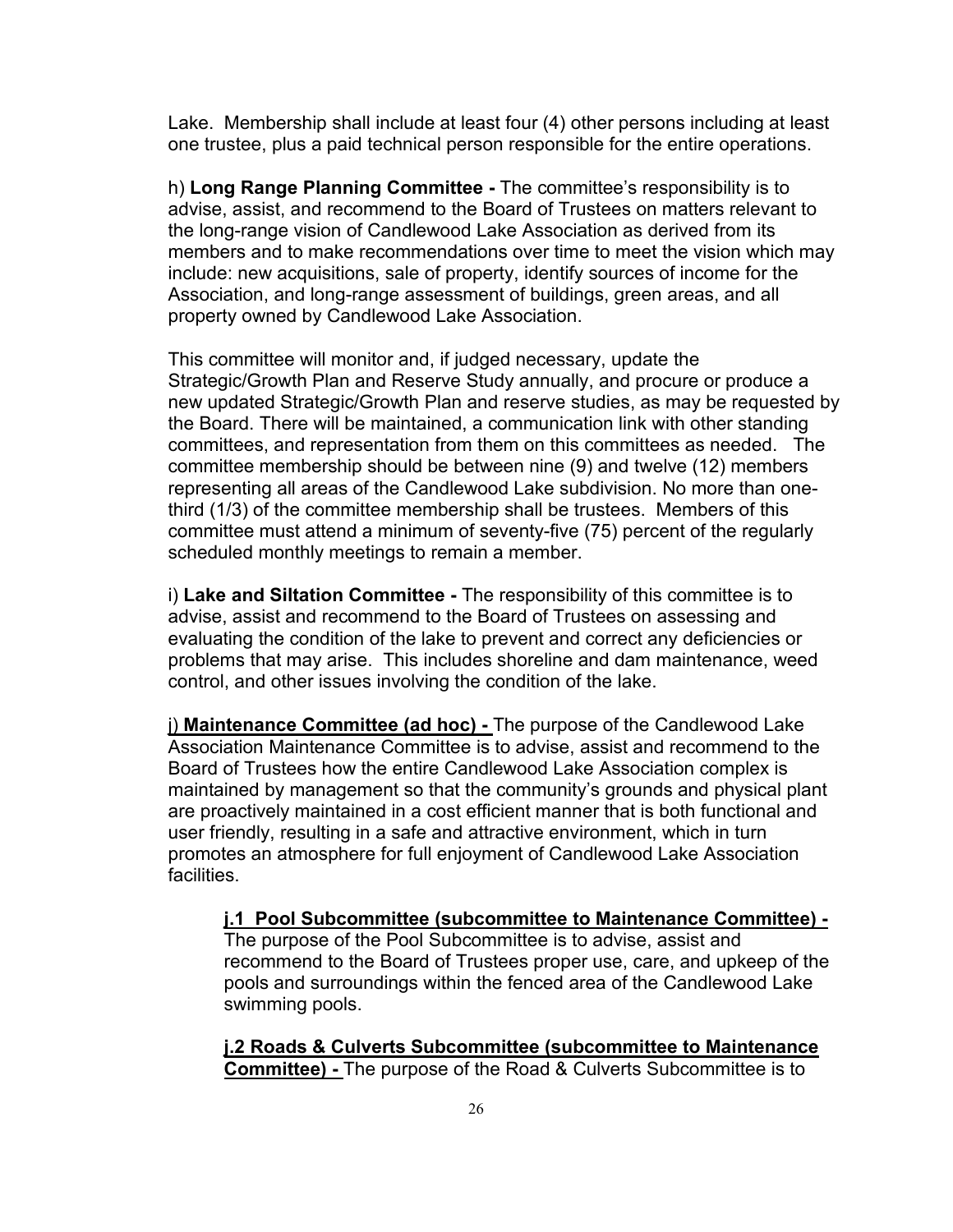Lake. Membership shall include at least four (4) other persons including at least one trustee, plus a paid technical person responsible for the entire operations.

h) **Long Range Planning Committee -** The committee's responsibility is to advise, assist, and recommend to the Board of Trustees on matters relevant to the long-range vision of Candlewood Lake Association as derived from its members and to make recommendations over time to meet the vision which may include: new acquisitions, sale of property, identify sources of income for the Association, and long-range assessment of buildings, green areas, and all property owned by Candlewood Lake Association.

This committee will monitor and, if judged necessary, update the Strategic/Growth Plan and Reserve Study annually, and procure or produce a new updated Strategic/Growth Plan and reserve studies, as may be requested by the Board. There will be maintained, a communication link with other standing committees, and representation from them on this committees as needed. The committee membership should be between nine (9) and twelve (12) members representing all areas of the Candlewood Lake subdivision. No more than one-third (1/3) of the committee membership shall be trustees. Members of this committee must attend a minimum of seventy-five (75) percent of the regularly scheduled monthly meetings to remain a member.

i) **Lake and Siltation Committee -** The responsibility of this committee is to advise, assist and recommend to the Board of Trustees on assessing and evaluating the condition of the lake to prevent and correct any deficiencies or problems that may arise. This includes shoreline and dam maintenance, weed control, and other issues involving the condition of the lake.

j) **Maintenance Committee (ad hoc) -** The purpose of the Candlewood Lake Association Maintenance Committee is to advise, assist and recommend to the Board of Trustees how the entire Candlewood Lake Association complex is maintained by management so that the community's grounds and physical plant are proactively maintained in a cost efficient manner that is both functional and user friendly, resulting in a safe and attractive environment, which in turn promotes an atmosphere for full enjoyment of Candlewood Lake Association facilities.

> **j.1 Pool Subcommittee (subcommittee to Maintenance Committee) -** The purpose of the Pool Subcommittee is to advise, assist and recommend to the Board of Trustees proper use, care, and upkeep of the pools and surroundings within the fenced area of the Candlewood Lake swimming pools.
>
> **j.2 Roads & Culverts Subcommittee (subcommittee to Maintenance Committee) -** The purpose of the Road & Culverts Subcommittee is to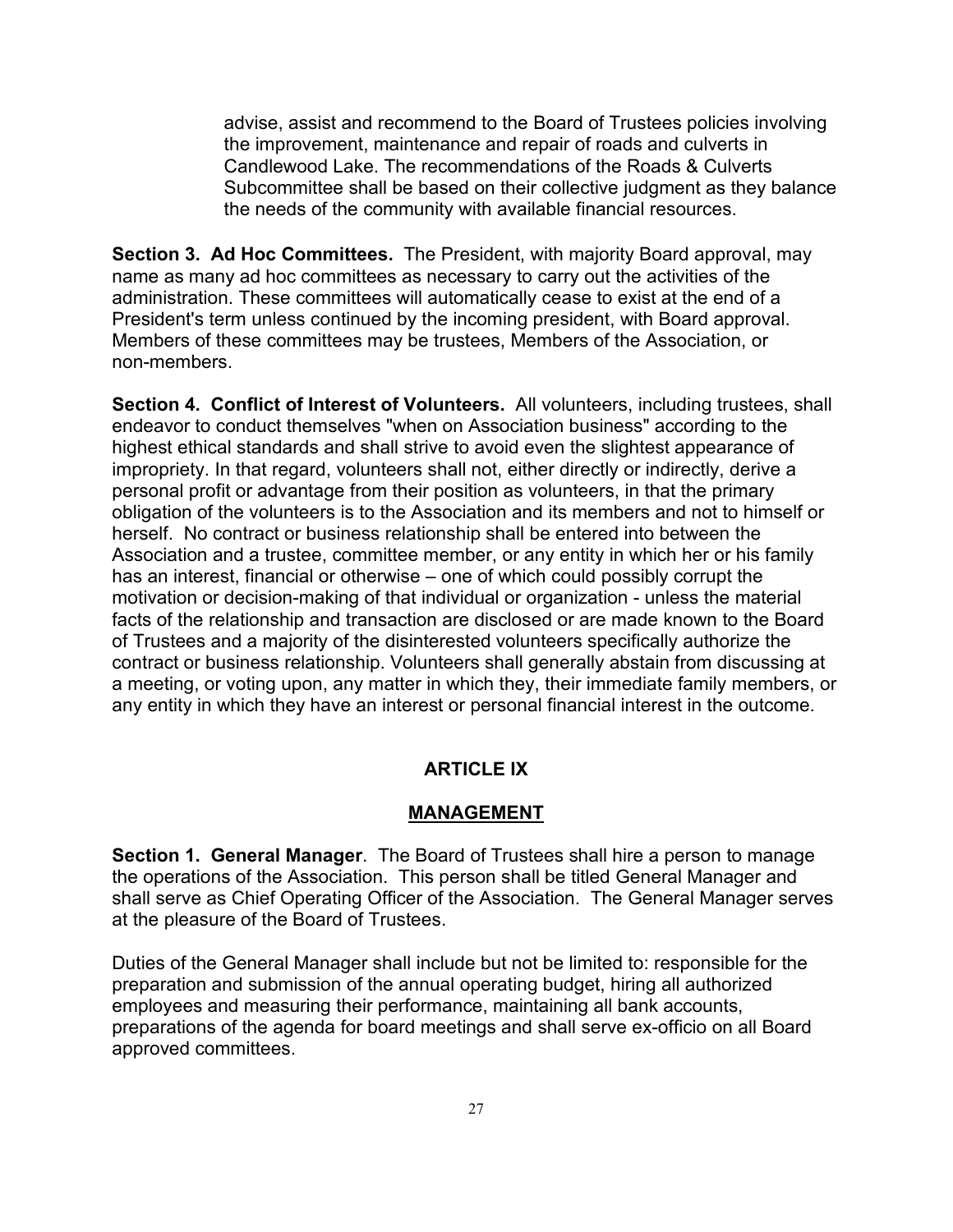advise, assist and recommend to the Board of Trustees policies involving the improvement, maintenance and repair of roads and culverts in Candlewood Lake. The recommendations of the Roads & Culverts Subcommittee shall be based on their collective judgment as they balance the needs of the community with available financial resources.

**Section 3. Ad Hoc Committees.** The President, with majority Board approval, may name as many ad hoc committees as necessary to carry out the activities of the administration. These committees will automatically cease to exist at the end of a President's term unless continued by the incoming president, with Board approval. Members of these committees may be trustees, Members of the Association, or non-members.

**Section 4. Conflict of Interest of Volunteers.** All volunteers, including trustees, shall endeavor to conduct themselves "when on Association business" according to the highest ethical standards and shall strive to avoid even the slightest appearance of impropriety. In that regard, volunteers shall not, either directly or indirectly, derive a personal profit or advantage from their position as volunteers, in that the primary obligation of the volunteers is to the Association and its members and not to himself or herself. No contract or business relationship shall be entered into between the Association and a trustee, committee member, or any entity in which her or his family has an interest, financial or otherwise – one of which could possibly corrupt the motivation or decision-making of that individual or organization - unless the material facts of the relationship and transaction are disclosed or are made known to the Board of Trustees and a majority of the disinterested volunteers specifically authorize the contract or business relationship. Volunteers shall generally abstain from discussing at a meeting, or voting upon, any matter in which they, their immediate family members, or any entity in which they have an interest or personal financial interest in the outcome.

## ARTICLE IX

## MANAGEMENT

**Section 1. General Manager**. The Board of Trustees shall hire a person to manage the operations of the Association. This person shall be titled General Manager and shall serve as Chief Operating Officer of the Association. The General Manager serves at the pleasure of the Board of Trustees.

Duties of the General Manager shall include but not be limited to: responsible for the preparation and submission of the annual operating budget, hiring all authorized employees and measuring their performance, maintaining all bank accounts, preparations of the agenda for board meetings and shall serve ex-officio on all Board approved committees.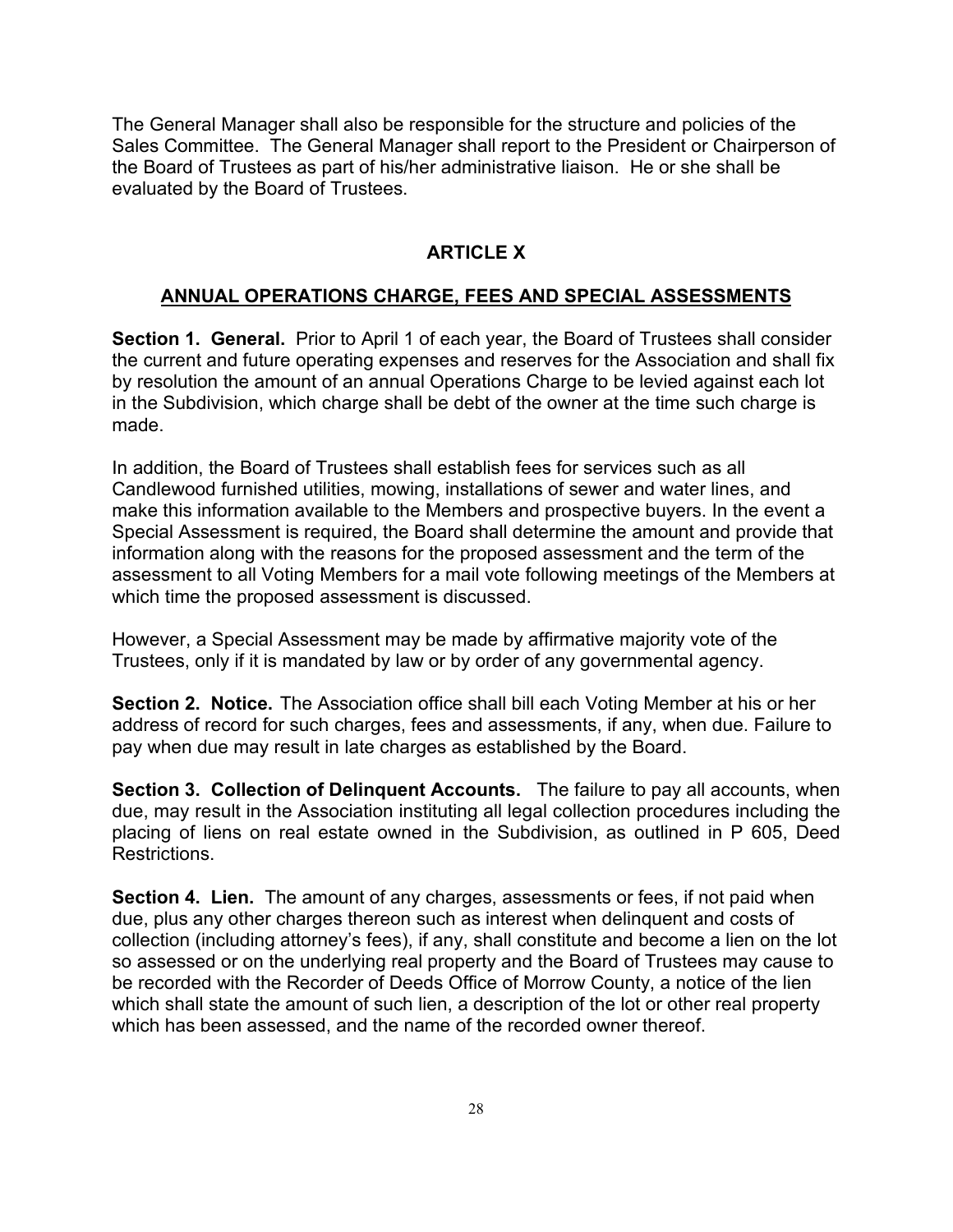The General Manager shall also be responsible for the structure and policies of the Sales Committee. The General Manager shall report to the President or Chairperson of the Board of Trustees as part of his/her administrative liaison. He or she shall be evaluated by the Board of Trustees.

## ARTICLE X

## ANNUAL OPERATIONS CHARGE, FEES AND SPECIAL ASSESSMENTS

**Section 1. General.** Prior to April 1 of each year, the Board of Trustees shall consider the current and future operating expenses and reserves for the Association and shall fix by resolution the amount of an annual Operations Charge to be levied against each lot in the Subdivision, which charge shall be debt of the owner at the time such charge is made.

In addition, the Board of Trustees shall establish fees for services such as all Candlewood furnished utilities, mowing, installations of sewer and water lines, and make this information available to the Members and prospective buyers. In the event a Special Assessment is required, the Board shall determine the amount and provide that information along with the reasons for the proposed assessment and the term of the assessment to all Voting Members for a mail vote following meetings of the Members at which time the proposed assessment is discussed.

However, a Special Assessment may be made by affirmative majority vote of the Trustees, only if it is mandated by law or by order of any governmental agency.

**Section 2. Notice.** The Association office shall bill each Voting Member at his or her address of record for such charges, fees and assessments, if any, when due. Failure to pay when due may result in late charges as established by the Board.

**Section 3. Collection of Delinquent Accounts.** The failure to pay all accounts, when due, may result in the Association instituting all legal collection procedures including the placing of liens on real estate owned in the Subdivision, as outlined in P 605, Deed Restrictions.

**Section 4. Lien.** The amount of any charges, assessments or fees, if not paid when due, plus any other charges thereon such as interest when delinquent and costs of collection (including attorney's fees), if any, shall constitute and become a lien on the lot so assessed or on the underlying real property and the Board of Trustees may cause to be recorded with the Recorder of Deeds Office of Morrow County, a notice of the lien which shall state the amount of such lien, a description of the lot or other real property which has been assessed, and the name of the recorded owner thereof.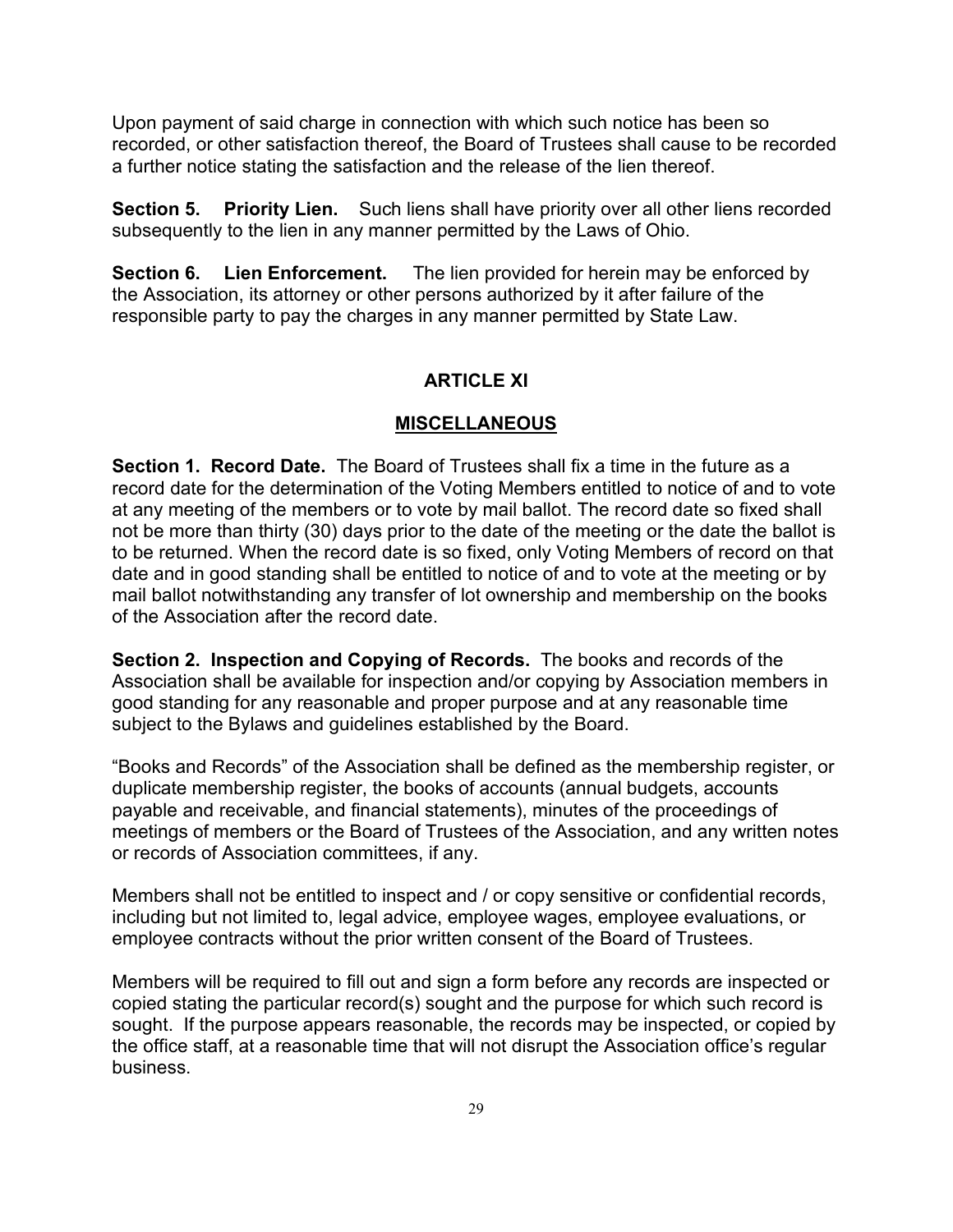Upon payment of said charge in connection with which such notice has been so recorded, or other satisfaction thereof, the Board of Trustees shall cause to be recorded a further notice stating the satisfaction and the release of the lien thereof.

**Section 5. Priority Lien.** Such liens shall have priority over all other liens recorded subsequently to the lien in any manner permitted by the Laws of Ohio.

**Section 6. Lien Enforcement.** The lien provided for herein may be enforced by the Association, its attorney or other persons authorized by it after failure of the responsible party to pay the charges in any manner permitted by State Law.

## ARTICLE XI

## MISCELLANEOUS

**Section 1. Record Date.** The Board of Trustees shall fix a time in the future as a record date for the determination of the Voting Members entitled to notice of and to vote at any meeting of the members or to vote by mail ballot. The record date so fixed shall not be more than thirty (30) days prior to the date of the meeting or the date the ballot is to be returned. When the record date is so fixed, only Voting Members of record on that date and in good standing shall be entitled to notice of and to vote at the meeting or by mail ballot notwithstanding any transfer of lot ownership and membership on the books of the Association after the record date.

**Section 2. Inspection and Copying of Records.** The books and records of the Association shall be available for inspection and/or copying by Association members in good standing for any reasonable and proper purpose and at any reasonable time subject to the Bylaws and guidelines established by the Board.

"Books and Records" of the Association shall be defined as the membership register, or duplicate membership register, the books of accounts (annual budgets, accounts payable and receivable, and financial statements), minutes of the proceedings of meetings of members or the Board of Trustees of the Association, and any written notes or records of Association committees, if any.

Members shall not be entitled to inspect and / or copy sensitive or confidential records, including but not limited to, legal advice, employee wages, employee evaluations, or employee contracts without the prior written consent of the Board of Trustees.

Members will be required to fill out and sign a form before any records are inspected or copied stating the particular record(s) sought and the purpose for which such record is sought. If the purpose appears reasonable, the records may be inspected, or copied by the office staff, at a reasonable time that will not disrupt the Association office's regular business.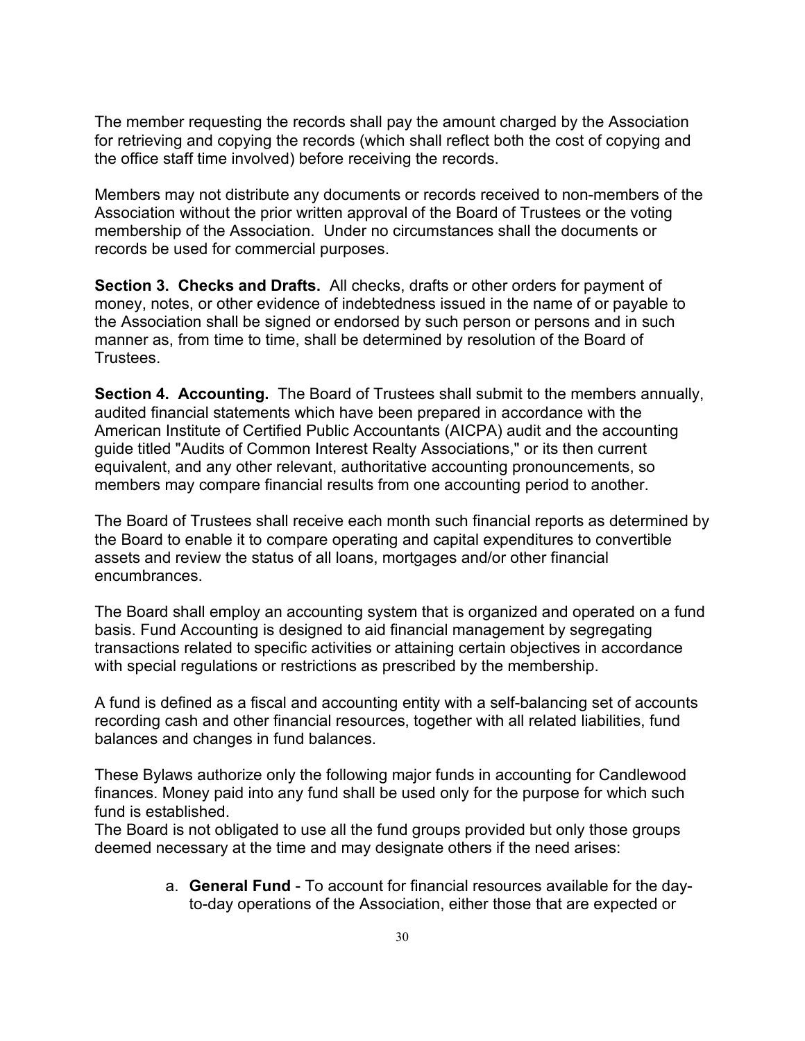The member requesting the records shall pay the amount charged by the Association for retrieving and copying the records (which shall reflect both the cost of copying and the office staff time involved) before receiving the records.

Members may not distribute any documents or records received to non-members of the Association without the prior written approval of the Board of Trustees or the voting membership of the Association. Under no circumstances shall the documents or records be used for commercial purposes.

**Section 3. Checks and Drafts.** All checks, drafts or other orders for payment of money, notes, or other evidence of indebtedness issued in the name of or payable to the Association shall be signed or endorsed by such person or persons and in such manner as, from time to time, shall be determined by resolution of the Board of Trustees.

**Section 4. Accounting.** The Board of Trustees shall submit to the members annually, audited financial statements which have been prepared in accordance with the American Institute of Certified Public Accountants (AICPA) audit and the accounting guide titled "Audits of Common Interest Realty Associations," or its then current equivalent, and any other relevant, authoritative accounting pronouncements, so members may compare financial results from one accounting period to another.

The Board of Trustees shall receive each month such financial reports as determined by the Board to enable it to compare operating and capital expenditures to convertible assets and review the status of all loans, mortgages and/or other financial encumbrances.

The Board shall employ an accounting system that is organized and operated on a fund basis. Fund Accounting is designed to aid financial management by segregating transactions related to specific activities or attaining certain objectives in accordance with special regulations or restrictions as prescribed by the membership.

A fund is defined as a fiscal and accounting entity with a self-balancing set of accounts recording cash and other financial resources, together with all related liabilities, fund balances and changes in fund balances.

These Bylaws authorize only the following major funds in accounting for Candlewood finances. Money paid into any fund shall be used only for the purpose for which such fund is established.
The Board is not obligated to use all the fund groups provided but only those groups deemed necessary at the time and may designate others if the need arises:

a. **General Fund** - To account for financial resources available for the day-to-day operations of the Association, either those that are expected or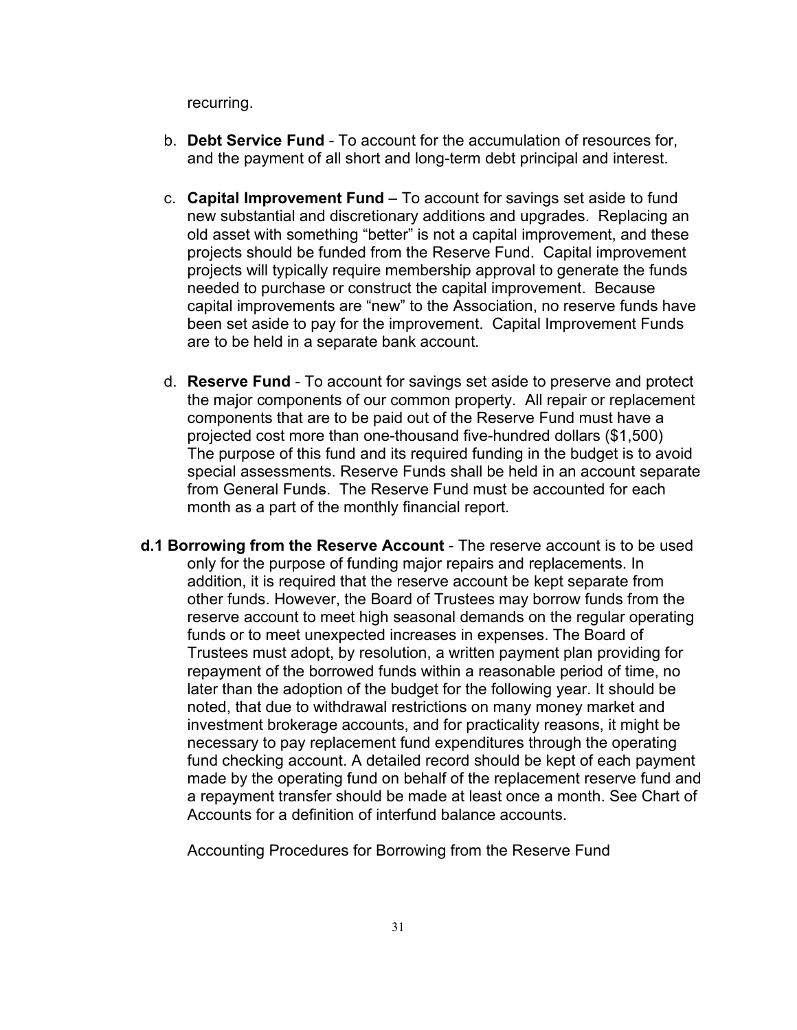recurring.

b. **Debt Service Fund** - To account for the accumulation of resources for, and the payment of all short and long-term debt principal and interest.

c. **Capital Improvement Fund** – To account for savings set aside to fund new substantial and discretionary additions and upgrades. Replacing an old asset with something "better" is not a capital improvement, and these projects should be funded from the Reserve Fund. Capital improvement projects will typically require membership approval to generate the funds needed to purchase or construct the capital improvement. Because capital improvements are "new" to the Association, no reserve funds have been set aside to pay for the improvement. Capital Improvement Funds are to be held in a separate bank account.

d. **Reserve Fund** - To account for savings set aside to preserve and protect the major components of our common property. All repair or replacement components that are to be paid out of the Reserve Fund must have a projected cost more than one-thousand five-hundred dollars ($1,500) The purpose of this fund and its required funding in the budget is to avoid special assessments. Reserve Funds shall be held in an account separate from General Funds. The Reserve Fund must be accounted for each month as a part of the monthly financial report.

**d.1 Borrowing from the Reserve Account** - The reserve account is to be used only for the purpose of funding major repairs and replacements. In addition, it is required that the reserve account be kept separate from other funds. However, the Board of Trustees may borrow funds from the reserve account to meet high seasonal demands on the regular operating funds or to meet unexpected increases in expenses. The Board of Trustees must adopt, by resolution, a written payment plan providing for repayment of the borrowed funds within a reasonable period of time, no later than the adoption of the budget for the following year. It should be noted, that due to withdrawal restrictions on many money market and investment brokerage accounts, and for practicality reasons, it might be necessary to pay replacement fund expenditures through the operating fund checking account. A detailed record should be kept of each payment made by the operating fund on behalf of the replacement reserve fund and a repayment transfer should be made at least once a month. See Chart of Accounts for a definition of interfund balance accounts.

Accounting Procedures for Borrowing from the Reserve Fund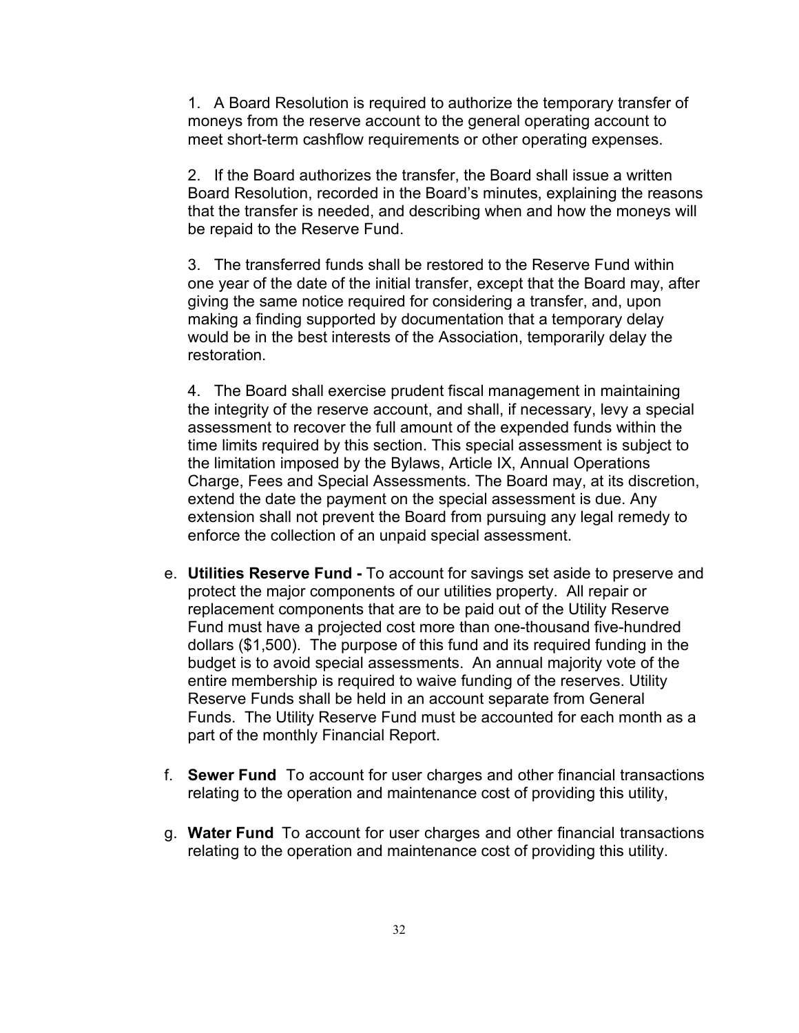1. A Board Resolution is required to authorize the temporary transfer of moneys from the reserve account to the general operating account to meet short-term cashflow requirements or other operating expenses.

2. If the Board authorizes the transfer, the Board shall issue a written Board Resolution, recorded in the Board's minutes, explaining the reasons that the transfer is needed, and describing when and how the moneys will be repaid to the Reserve Fund.

3. The transferred funds shall be restored to the Reserve Fund within one year of the date of the initial transfer, except that the Board may, after giving the same notice required for considering a transfer, and, upon making a finding supported by documentation that a temporary delay would be in the best interests of the Association, temporarily delay the restoration.

4. The Board shall exercise prudent fiscal management in maintaining the integrity of the reserve account, and shall, if necessary, levy a special assessment to recover the full amount of the expended funds within the time limits required by this section. This special assessment is subject to the limitation imposed by the Bylaws, Article IX, Annual Operations Charge, Fees and Special Assessments. The Board may, at its discretion, extend the date the payment on the special assessment is due. Any extension shall not prevent the Board from pursuing any legal remedy to enforce the collection of an unpaid special assessment.

e. **Utilities Reserve Fund -** To account for savings set aside to preserve and protect the major components of our utilities property. All repair or replacement components that are to be paid out of the Utility Reserve Fund must have a projected cost more than one-thousand five-hundred dollars ($1,500). The purpose of this fund and its required funding in the budget is to avoid special assessments. An annual majority vote of the entire membership is required to waive funding of the reserves. Utility Reserve Funds shall be held in an account separate from General Funds. The Utility Reserve Fund must be accounted for each month as a part of the monthly Financial Report.

f. **Sewer Fund** To account for user charges and other financial transactions relating to the operation and maintenance cost of providing this utility,

g. **Water Fund** To account for user charges and other financial transactions relating to the operation and maintenance cost of providing this utility.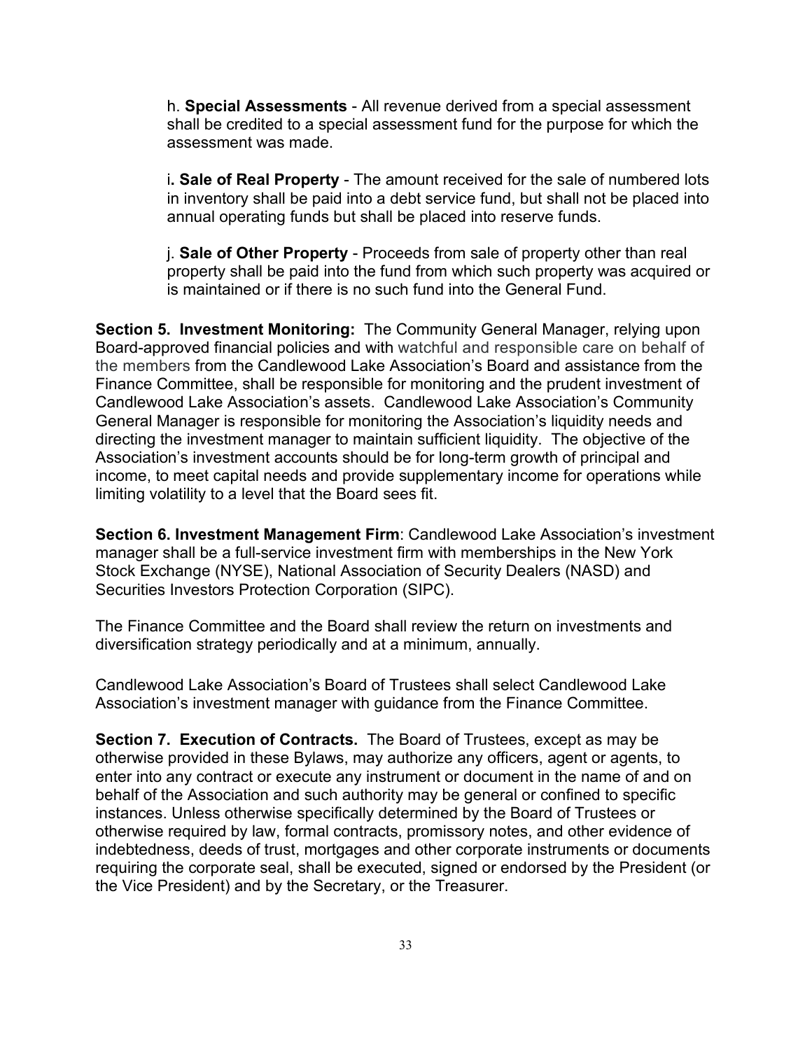h. **Special Assessments** - All revenue derived from a special assessment shall be credited to a special assessment fund for the purpose for which the assessment was made.

i**. Sale of Real Property** - The amount received for the sale of numbered lots in inventory shall be paid into a debt service fund, but shall not be placed into annual operating funds but shall be placed into reserve funds.

j. **Sale of Other Property** - Proceeds from sale of property other than real property shall be paid into the fund from which such property was acquired or is maintained or if there is no such fund into the General Fund.

**Section 5. Investment Monitoring:** The Community General Manager, relying upon Board-approved financial policies and with watchful and responsible care on behalf of the members from the Candlewood Lake Association's Board and assistance from the Finance Committee, shall be responsible for monitoring and the prudent investment of Candlewood Lake Association's assets. Candlewood Lake Association's Community General Manager is responsible for monitoring the Association's liquidity needs and directing the investment manager to maintain sufficient liquidity. The objective of the Association's investment accounts should be for long-term growth of principal and income, to meet capital needs and provide supplementary income for operations while limiting volatility to a level that the Board sees fit.

**Section 6. Investment Management Firm**: Candlewood Lake Association's investment manager shall be a full-service investment firm with memberships in the New York Stock Exchange (NYSE), National Association of Security Dealers (NASD) and Securities Investors Protection Corporation (SIPC).

The Finance Committee and the Board shall review the return on investments and diversification strategy periodically and at a minimum, annually.

Candlewood Lake Association's Board of Trustees shall select Candlewood Lake Association's investment manager with guidance from the Finance Committee.

**Section 7. Execution of Contracts.** The Board of Trustees, except as may be otherwise provided in these Bylaws, may authorize any officers, agent or agents, to enter into any contract or execute any instrument or document in the name of and on behalf of the Association and such authority may be general or confined to specific instances. Unless otherwise specifically determined by the Board of Trustees or otherwise required by law, formal contracts, promissory notes, and other evidence of indebtedness, deeds of trust, mortgages and other corporate instruments or documents requiring the corporate seal, shall be executed, signed or endorsed by the President (or the Vice President) and by the Secretary, or the Treasurer.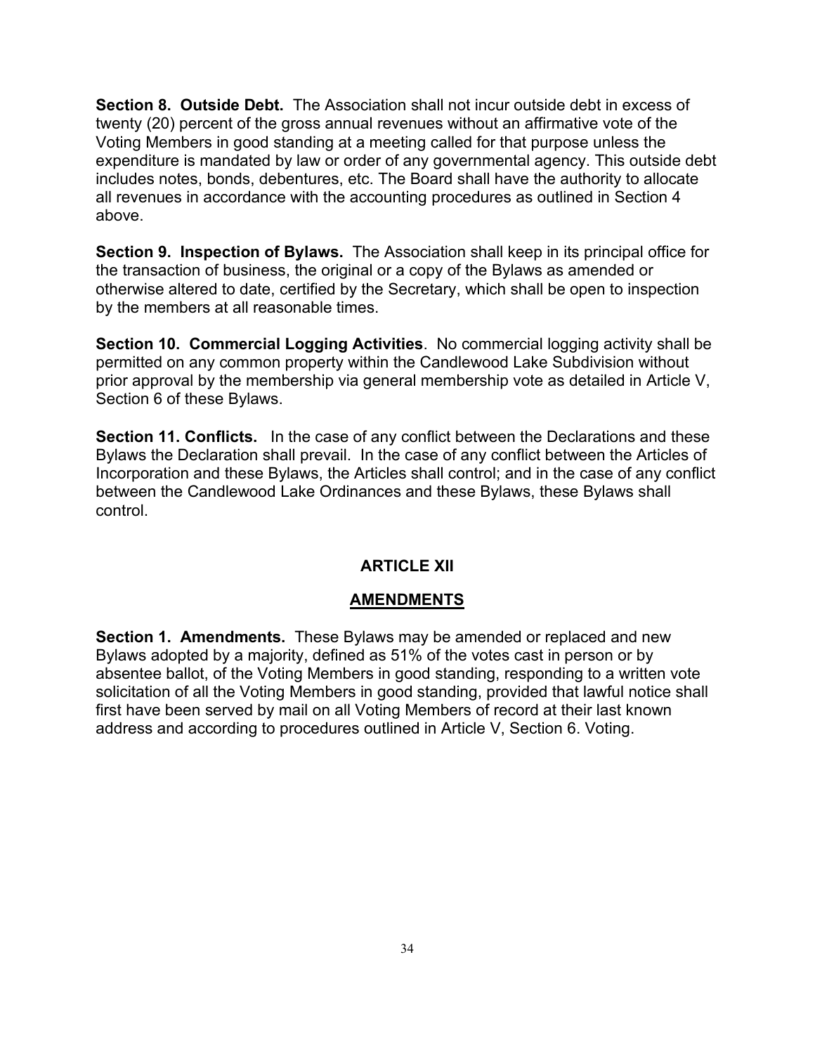**Section 8. Outside Debt.** The Association shall not incur outside debt in excess of twenty (20) percent of the gross annual revenues without an affirmative vote of the Voting Members in good standing at a meeting called for that purpose unless the expenditure is mandated by law or order of any governmental agency. This outside debt includes notes, bonds, debentures, etc. The Board shall have the authority to allocate all revenues in accordance with the accounting procedures as outlined in Section 4 above.

**Section 9. Inspection of Bylaws.** The Association shall keep in its principal office for the transaction of business, the original or a copy of the Bylaws as amended or otherwise altered to date, certified by the Secretary, which shall be open to inspection by the members at all reasonable times.

**Section 10. Commercial Logging Activities**. No commercial logging activity shall be permitted on any common property within the Candlewood Lake Subdivision without prior approval by the membership via general membership vote as detailed in Article V, Section 6 of these Bylaws.

**Section 11. Conflicts.** In the case of any conflict between the Declarations and these Bylaws the Declaration shall prevail. In the case of any conflict between the Articles of Incorporation and these Bylaws, the Articles shall control; and in the case of any conflict between the Candlewood Lake Ordinances and these Bylaws, these Bylaws shall control.

## ARTICLE XII

## AMENDMENTS

**Section 1. Amendments.** These Bylaws may be amended or replaced and new Bylaws adopted by a majority, defined as 51% of the votes cast in person or by absentee ballot, of the Voting Members in good standing, responding to a written vote solicitation of all the Voting Members in good standing, provided that lawful notice shall first have been served by mail on all Voting Members of record at their last known address and according to procedures outlined in Article V, Section 6. Voting.